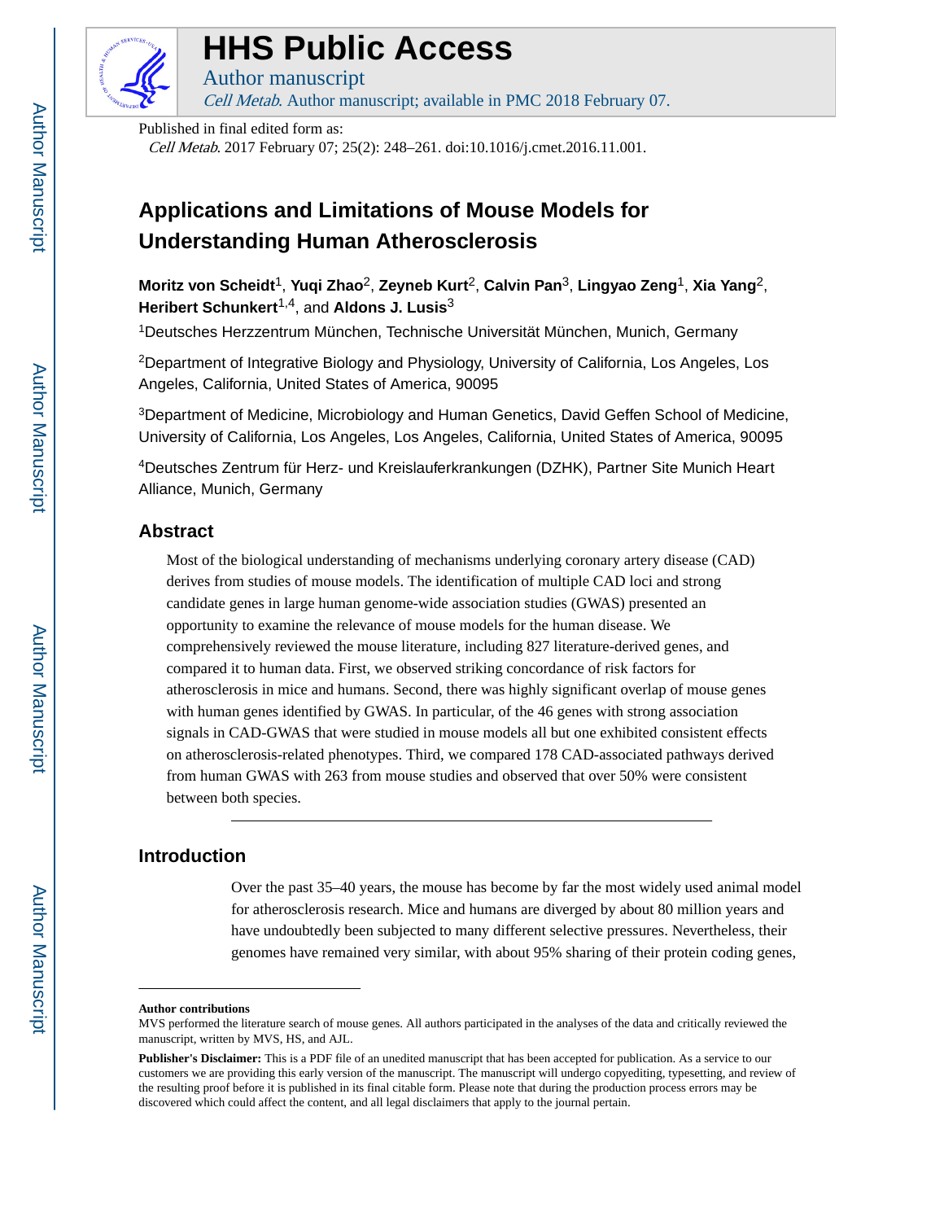# HHS Public Access

Author manuscript

*Cell Metab*. Author manuscript; available in PMC 2018 February 07.

Published in final edited form as:

*Cell Metab*. 2017 February 07; 25(2): 248–261. doi:10.1016/j.cmet.2016.11.001.

# Applications and Limitations of Mouse Models for Understanding Human Atherosclerosis

**Moritz von Scheidt**[1], **Yuqi Zhao**[2], **Zeyneb Kurt**[2], **Calvin Pan**[3], **Lingyao Zeng**[1], **Xia Yang**[2], **Heribert Schunkert**[1,4], and **Aldons J. Lusis**[3]

[1]Deutsches Herzzentrum München, Technische Universität München, Munich, Germany

[2]Department of Integrative Biology and Physiology, University of California, Los Angeles, Los Angeles, California, United States of America, 90095

[3]Department of Medicine, Microbiology and Human Genetics, David Geffen School of Medicine, University of California, Los Angeles, Los Angeles, California, United States of America, 90095

[4]Deutsches Zentrum für Herz- und Kreislauferkrankungen (DZHK), Partner Site Munich Heart Alliance, Munich, Germany

## Abstract

Most of the biological understanding of mechanisms underlying coronary artery disease (CAD) derives from studies of mouse models. The identification of multiple CAD loci and strong candidate genes in large human genome-wide association studies (GWAS) presented an opportunity to examine the relevance of mouse models for the human disease. We comprehensively reviewed the mouse literature, including 827 literature-derived genes, and compared it to human data. First, we observed striking concordance of risk factors for atherosclerosis in mice and humans. Second, there was highly significant overlap of mouse genes with human genes identified by GWAS. In particular, of the 46 genes with strong association signals in CAD-GWAS that were studied in mouse models all but one exhibited consistent effects on atherosclerosis-related phenotypes. Third, we compared 178 CAD-associated pathways derived from human GWAS with 263 from mouse studies and observed that over 50% were consistent between both species.

## Introduction

Over the past 35–40 years, the mouse has become by far the most widely used animal model for atherosclerosis research. Mice and humans are diverged by about 80 million years and have undoubtedly been subjected to many different selective pressures. Nevertheless, their genomes have remained very similar, with about 95% sharing of their protein coding genes,

**Author contributions**

MVS performed the literature search of mouse genes. All authors participated in the analyses of the data and critically reviewed the manuscript, written by MVS, HS, and AJL.

**Publisher's Disclaimer:** This is a PDF file of an unedited manuscript that has been accepted for publication. As a service to our customers we are providing this early version of the manuscript. The manuscript will undergo copyediting, typesetting, and review of the resulting proof before it is published in its final citable form. Please note that during the production process errors may be discovered which could affect the content, and all legal disclaimers that apply to the journal pertain.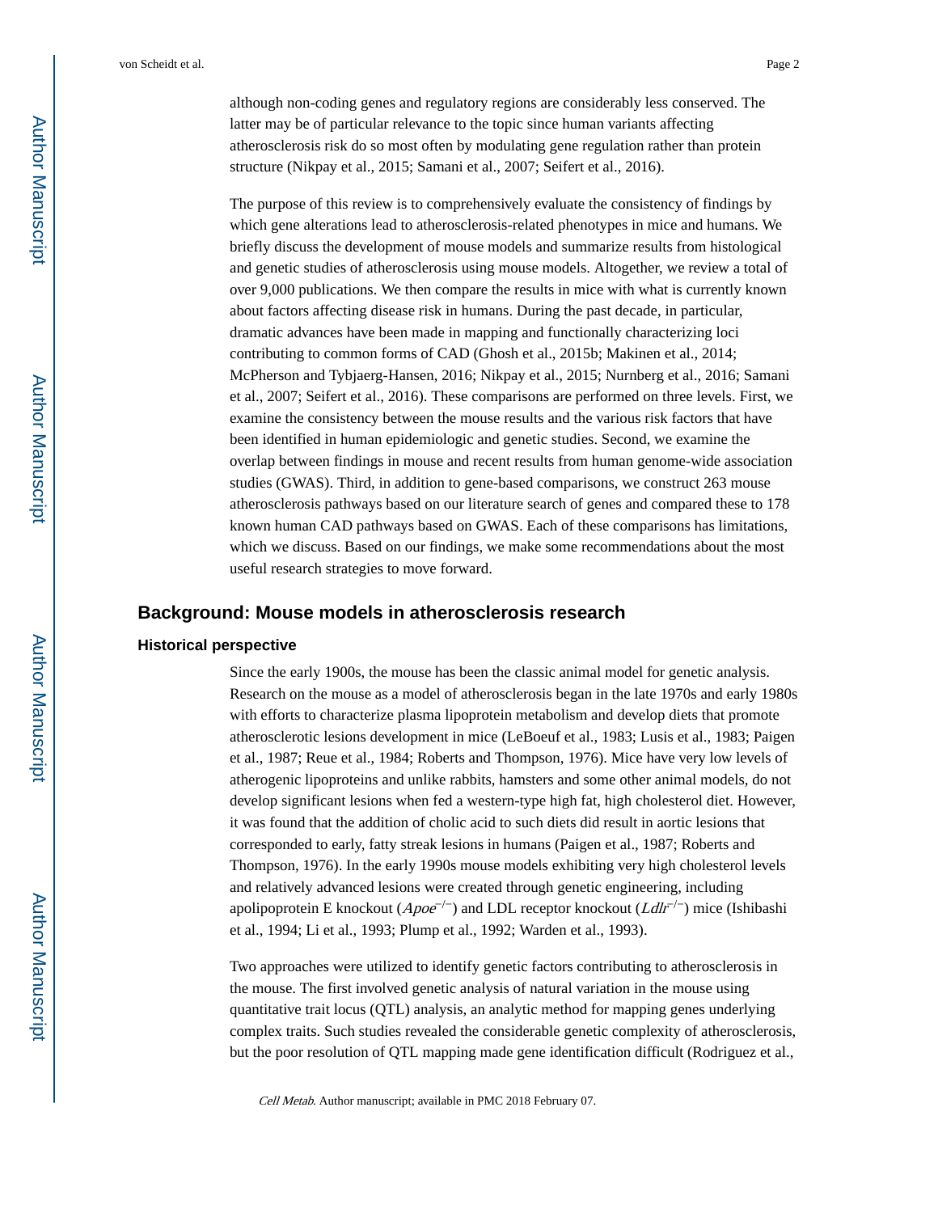although non-coding genes and regulatory regions are considerably less conserved. The latter may be of particular relevance to the topic since human variants affecting atherosclerosis risk do so most often by modulating gene regulation rather than protein structure (Nikpay et al., 2015; Samani et al., 2007; Seifert et al., 2016).

The purpose of this review is to comprehensively evaluate the consistency of findings by which gene alterations lead to atherosclerosis-related phenotypes in mice and humans. We briefly discuss the development of mouse models and summarize results from histological and genetic studies of atherosclerosis using mouse models. Altogether, we review a total of over 9,000 publications. We then compare the results in mice with what is currently known about factors affecting disease risk in humans. During the past decade, in particular, dramatic advances have been made in mapping and functionally characterizing loci contributing to common forms of CAD (Ghosh et al., 2015b; Makinen et al., 2014; McPherson and Tybjaerg-Hansen, 2016; Nikpay et al., 2015; Nurnberg et al., 2016; Samani et al., 2007; Seifert et al., 2016). These comparisons are performed on three levels. First, we examine the consistency between the mouse results and the various risk factors that have been identified in human epidemiologic and genetic studies. Second, we examine the overlap between findings in mouse and recent results from human genome-wide association studies (GWAS). Third, in addition to gene-based comparisons, we construct 263 mouse atherosclerosis pathways based on our literature search of genes and compared these to 178 known human CAD pathways based on GWAS. Each of these comparisons has limitations, which we discuss. Based on our findings, we make some recommendations about the most useful research strategies to move forward.

## Background: Mouse models in atherosclerosis research

### Historical perspective

Since the early 1900s, the mouse has been the classic animal model for genetic analysis. Research on the mouse as a model of atherosclerosis began in the late 1970s and early 1980s with efforts to characterize plasma lipoprotein metabolism and develop diets that promote atherosclerotic lesions development in mice (LeBoeuf et al., 1983; Lusis et al., 1983; Paigen et al., 1987; Reue et al., 1984; Roberts and Thompson, 1976). Mice have very low levels of atherogenic lipoproteins and unlike rabbits, hamsters and some other animal models, do not develop significant lesions when fed a western-type high fat, high cholesterol diet. However, it was found that the addition of cholic acid to such diets did result in aortic lesions that corresponded to early, fatty streak lesions in humans (Paigen et al., 1987; Roberts and Thompson, 1976). In the early 1990s mouse models exhibiting very high cholesterol levels and relatively advanced lesions were created through genetic engineering, including apolipoprotein E knockout (*Apoe*$^{-/-}$) and LDL receptor knockout (*Ldlr*$^{-/-}$) mice (Ishibashi et al., 1994; Li et al., 1993; Plump et al., 1992; Warden et al., 1993).

Two approaches were utilized to identify genetic factors contributing to atherosclerosis in the mouse. The first involved genetic analysis of natural variation in the mouse using quantitative trait locus (QTL) analysis, an analytic method for mapping genes underlying complex traits. Such studies revealed the considerable genetic complexity of atherosclerosis, but the poor resolution of QTL mapping made gene identification difficult (Rodriguez et al.,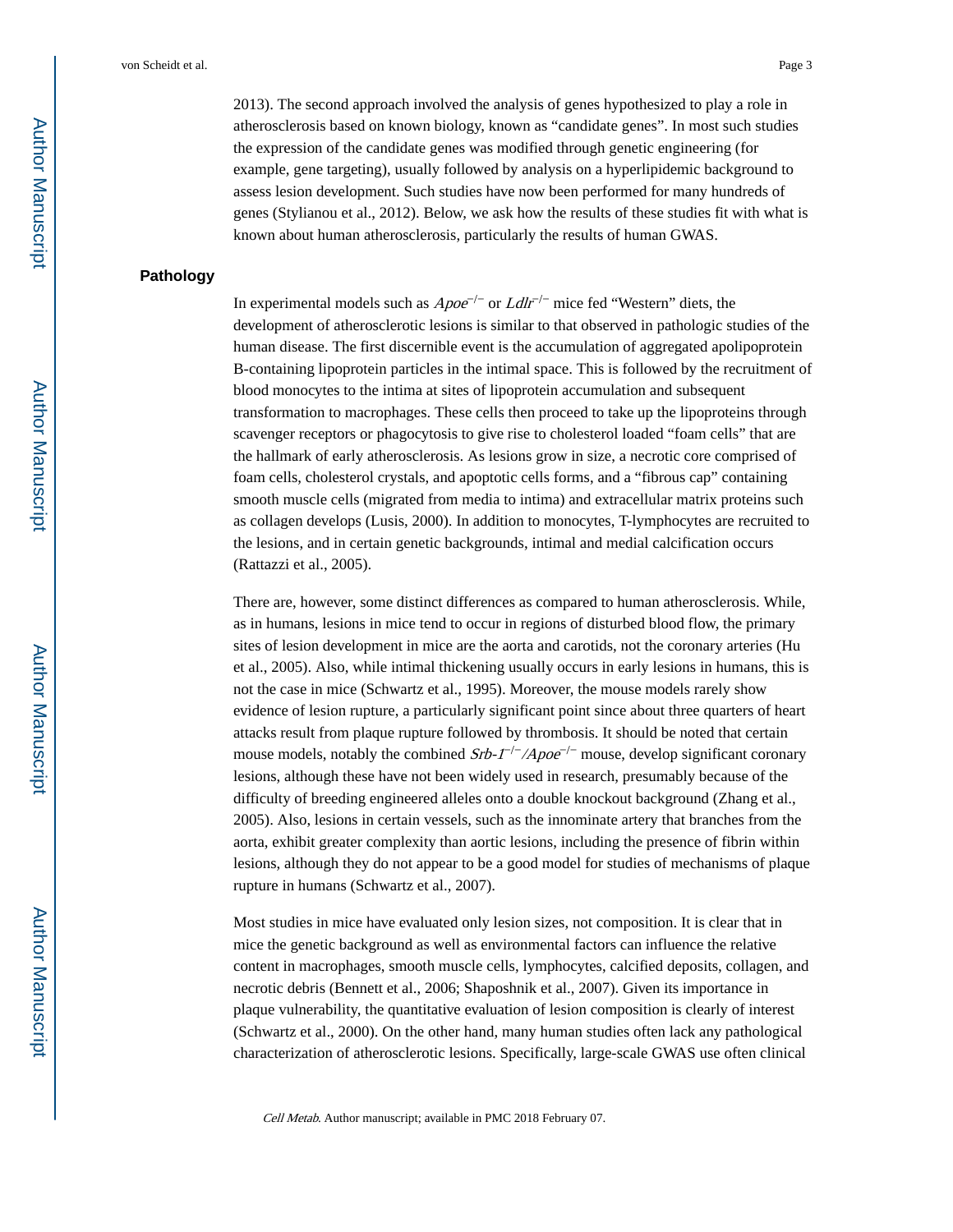2013). The second approach involved the analysis of genes hypothesized to play a role in atherosclerosis based on known biology, known as "candidate genes". In most such studies the expression of the candidate genes was modified through genetic engineering (for example, gene targeting), usually followed by analysis on a hyperlipidemic background to assess lesion development. Such studies have now been performed for many hundreds of genes (Stylianou et al., 2012). Below, we ask how the results of these studies fit with what is known about human atherosclerosis, particularly the results of human GWAS.

## Pathology

In experimental models such as *Apoe*$^{-/-}$ or *Ldlr*$^{-/-}$ mice fed "Western" diets, the development of atherosclerotic lesions is similar to that observed in pathologic studies of the human disease. The first discernible event is the accumulation of aggregated apolipoprotein B-containing lipoprotein particles in the intimal space. This is followed by the recruitment of blood monocytes to the intima at sites of lipoprotein accumulation and subsequent transformation to macrophages. These cells then proceed to take up the lipoproteins through scavenger receptors or phagocytosis to give rise to cholesterol loaded "foam cells" that are the hallmark of early atherosclerosis. As lesions grow in size, a necrotic core comprised of foam cells, cholesterol crystals, and apoptotic cells forms, and a "fibrous cap" containing smooth muscle cells (migrated from media to intima) and extracellular matrix proteins such as collagen develops (Lusis, 2000). In addition to monocytes, T-lymphocytes are recruited to the lesions, and in certain genetic backgrounds, intimal and medial calcification occurs (Rattazzi et al., 2005).

There are, however, some distinct differences as compared to human atherosclerosis. While, as in humans, lesions in mice tend to occur in regions of disturbed blood flow, the primary sites of lesion development in mice are the aorta and carotids, not the coronary arteries (Hu et al., 2005). Also, while intimal thickening usually occurs in early lesions in humans, this is not the case in mice (Schwartz et al., 1995). Moreover, the mouse models rarely show evidence of lesion rupture, a particularly significant point since about three quarters of heart attacks result from plaque rupture followed by thrombosis. It should be noted that certain mouse models, notably the combined *Srb-1*$^{-/-}$/*Apoe*$^{-/-}$ mouse, develop significant coronary lesions, although these have not been widely used in research, presumably because of the difficulty of breeding engineered alleles onto a double knockout background (Zhang et al., 2005). Also, lesions in certain vessels, such as the innominate artery that branches from the aorta, exhibit greater complexity than aortic lesions, including the presence of fibrin within lesions, although they do not appear to be a good model for studies of mechanisms of plaque rupture in humans (Schwartz et al., 2007).

Most studies in mice have evaluated only lesion sizes, not composition. It is clear that in mice the genetic background as well as environmental factors can influence the relative content in macrophages, smooth muscle cells, lymphocytes, calcified deposits, collagen, and necrotic debris (Bennett et al., 2006; Shaposhnik et al., 2007). Given its importance in plaque vulnerability, the quantitative evaluation of lesion composition is clearly of interest (Schwartz et al., 2000). On the other hand, many human studies often lack any pathological characterization of atherosclerotic lesions. Specifically, large-scale GWAS use often clinical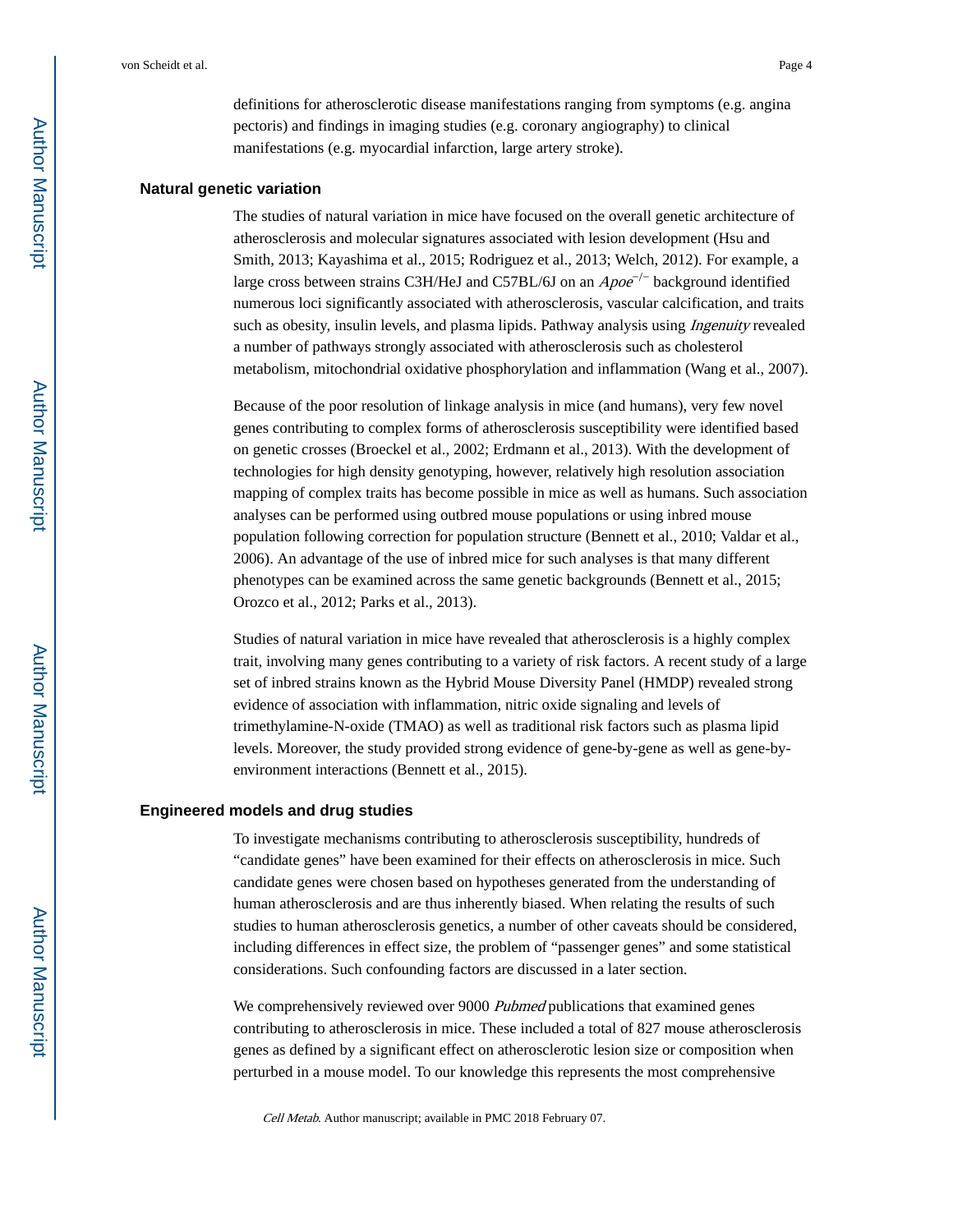definitions for atherosclerotic disease manifestations ranging from symptoms (e.g. angina pectoris) and findings in imaging studies (e.g. coronary angiography) to clinical manifestations (e.g. myocardial infarction, large artery stroke).

### Natural genetic variation

The studies of natural variation in mice have focused on the overall genetic architecture of atherosclerosis and molecular signatures associated with lesion development (Hsu and Smith, 2013; Kayashima et al., 2015; Rodriguez et al., 2013; Welch, 2012). For example, a large cross between strains C3H/HeJ and C57BL/6J on an *Apoe*$^{-/-}$ background identified numerous loci significantly associated with atherosclerosis, vascular calcification, and traits such as obesity, insulin levels, and plasma lipids. Pathway analysis using *Ingenuity* revealed a number of pathways strongly associated with atherosclerosis such as cholesterol metabolism, mitochondrial oxidative phosphorylation and inflammation (Wang et al., 2007).

Because of the poor resolution of linkage analysis in mice (and humans), very few novel genes contributing to complex forms of atherosclerosis susceptibility were identified based on genetic crosses (Broeckel et al., 2002; Erdmann et al., 2013). With the development of technologies for high density genotyping, however, relatively high resolution association mapping of complex traits has become possible in mice as well as humans. Such association analyses can be performed using outbred mouse populations or using inbred mouse population following correction for population structure (Bennett et al., 2010; Valdar et al., 2006). An advantage of the use of inbred mice for such analyses is that many different phenotypes can be examined across the same genetic backgrounds (Bennett et al., 2015; Orozco et al., 2012; Parks et al., 2013).

Studies of natural variation in mice have revealed that atherosclerosis is a highly complex trait, involving many genes contributing to a variety of risk factors. A recent study of a large set of inbred strains known as the Hybrid Mouse Diversity Panel (HMDP) revealed strong evidence of association with inflammation, nitric oxide signaling and levels of trimethylamine-N-oxide (TMAO) as well as traditional risk factors such as plasma lipid levels. Moreover, the study provided strong evidence of gene-by-gene as well as gene-by-environment interactions (Bennett et al., 2015).

### Engineered models and drug studies

To investigate mechanisms contributing to atherosclerosis susceptibility, hundreds of “candidate genes” have been examined for their effects on atherosclerosis in mice. Such candidate genes were chosen based on hypotheses generated from the understanding of human atherosclerosis and are thus inherently biased. When relating the results of such studies to human atherosclerosis genetics, a number of other caveats should be considered, including differences in effect size, the problem of “passenger genes” and some statistical considerations. Such confounding factors are discussed in a later section.

We comprehensively reviewed over 9000 *Pubmed* publications that examined genes contributing to atherosclerosis in mice. These included a total of 827 mouse atherosclerosis genes as defined by a significant effect on atherosclerotic lesion size or composition when perturbed in a mouse model. To our knowledge this represents the most comprehensive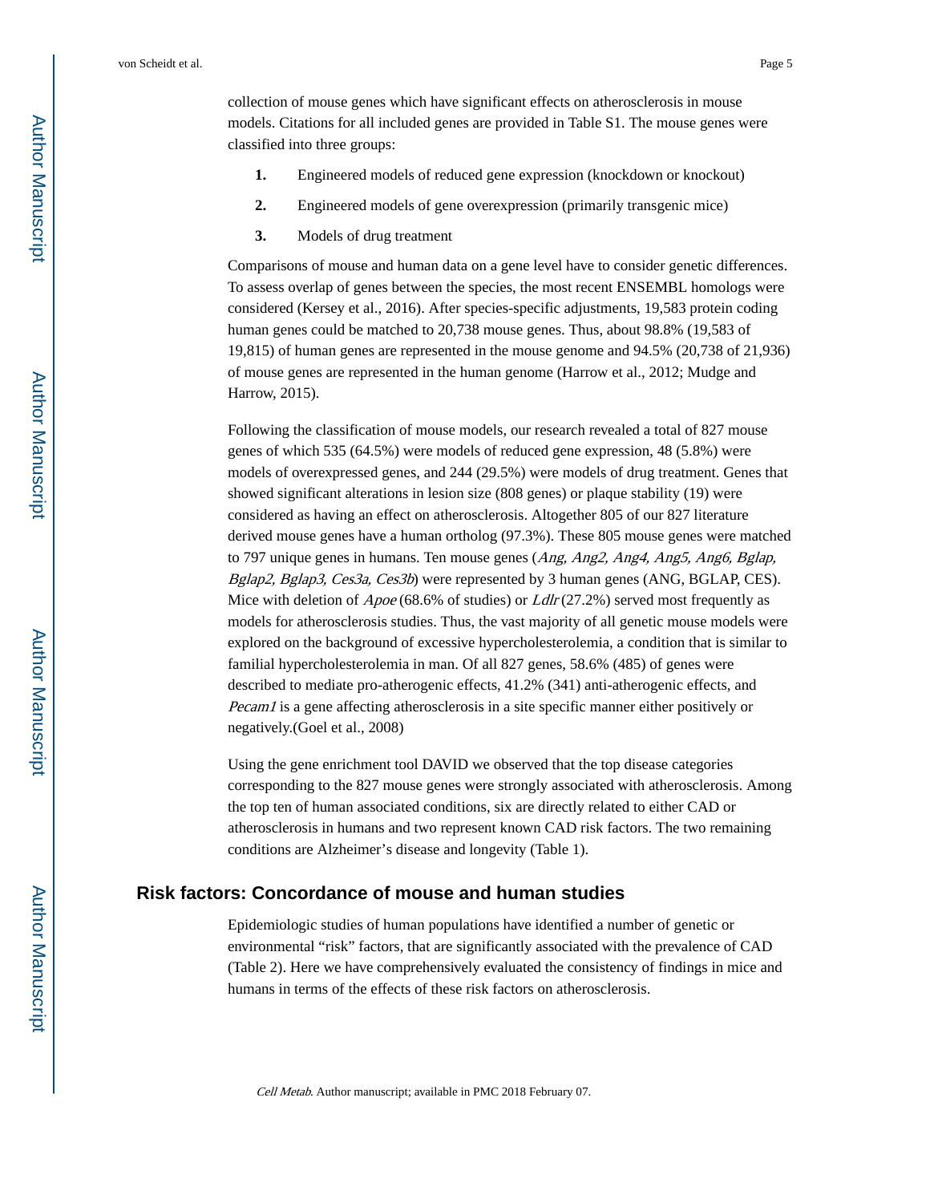collection of mouse genes which have significant effects on atherosclerosis in mouse models. Citations for all included genes are provided in Table S1. The mouse genes were classified into three groups:

1. Engineered models of reduced gene expression (knockdown or knockout)
2. Engineered models of gene overexpression (primarily transgenic mice)
3. Models of drug treatment

Comparisons of mouse and human data on a gene level have to consider genetic differences. To assess overlap of genes between the species, the most recent ENSEMBL homologs were considered (Kersey et al., 2016). After species-specific adjustments, 19,583 protein coding human genes could be matched to 20,738 mouse genes. Thus, about 98.8% (19,583 of 19,815) of human genes are represented in the mouse genome and 94.5% (20,738 of 21,936) of mouse genes are represented in the human genome (Harrow et al., 2012; Mudge and Harrow, 2015).

Following the classification of mouse models, our research revealed a total of 827 mouse genes of which 535 (64.5%) were models of reduced gene expression, 48 (5.8%) were models of overexpressed genes, and 244 (29.5%) were models of drug treatment. Genes that showed significant alterations in lesion size (808 genes) or plaque stability (19) were considered as having an effect on atherosclerosis. Altogether 805 of our 827 literature derived mouse genes have a human ortholog (97.3%). These 805 mouse genes were matched to 797 unique genes in humans. Ten mouse genes (*Ang, Ang2, Ang4, Ang5, Ang6, Bglap, Bglap2, Bglap3, Ces3a, Ces3b*) were represented by 3 human genes (ANG, BGLAP, CES). Mice with deletion of *Apoe* (68.6% of studies) or *Ldlr* (27.2%) served most frequently as models for atherosclerosis studies. Thus, the vast majority of all genetic mouse models were explored on the background of excessive hypercholesterolemia, a condition that is similar to familial hypercholesterolemia in man. Of all 827 genes, 58.6% (485) of genes were described to mediate pro-atherogenic effects, 41.2% (341) anti-atherogenic effects, and *Pecam1* is a gene affecting atherosclerosis in a site specific manner either positively or negatively.(Goel et al., 2008)

Using the gene enrichment tool DAVID we observed that the top disease categories corresponding to the 827 mouse genes were strongly associated with atherosclerosis. Among the top ten of human associated conditions, six are directly related to either CAD or atherosclerosis in humans and two represent known CAD risk factors. The two remaining conditions are Alzheimer's disease and longevity (Table 1).

## Risk factors: Concordance of mouse and human studies

Epidemiologic studies of human populations have identified a number of genetic or environmental "risk" factors, that are significantly associated with the prevalence of CAD (Table 2). Here we have comprehensively evaluated the consistency of findings in mice and humans in terms of the effects of these risk factors on atherosclerosis.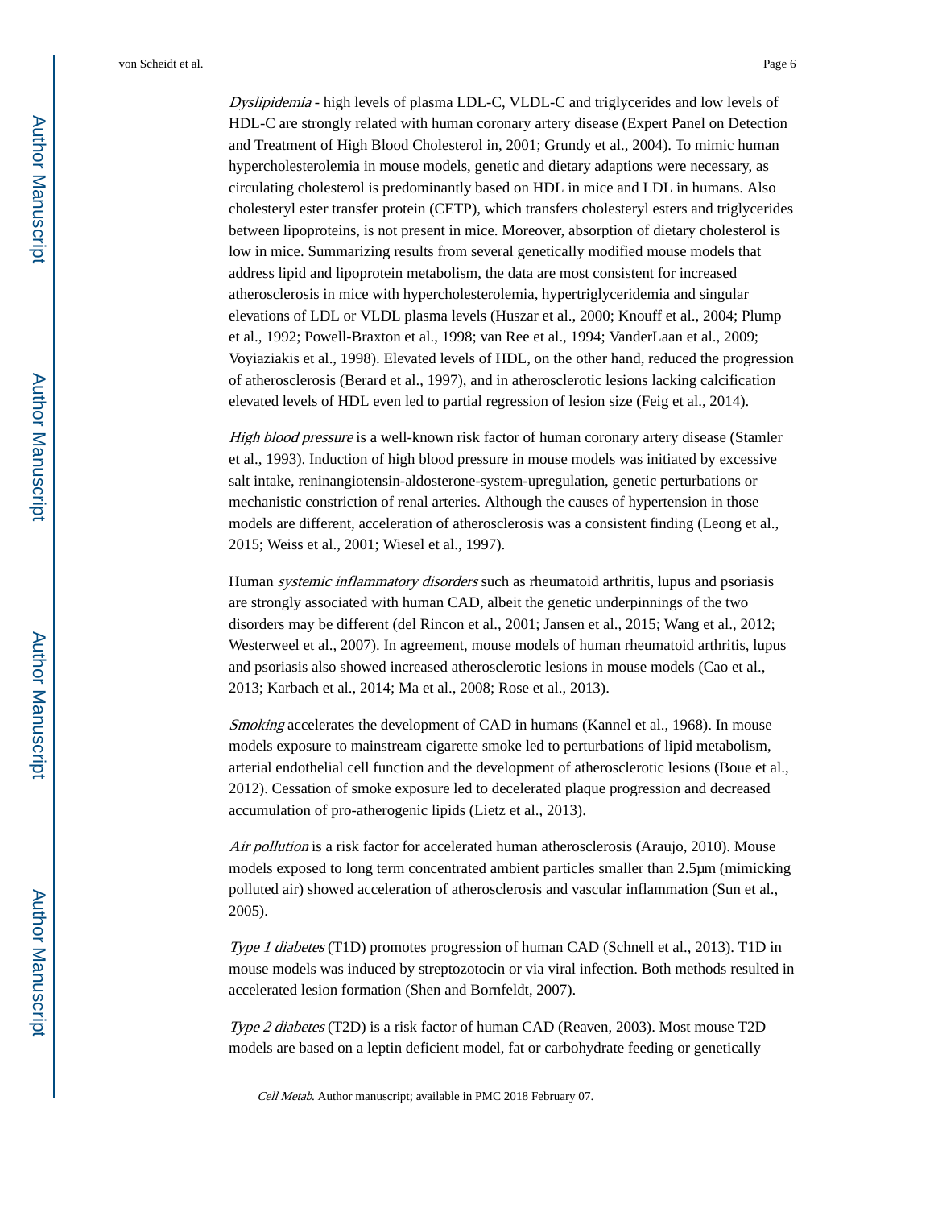*Dyslipidemia* - high levels of plasma LDL-C, VLDL-C and triglycerides and low levels of HDL-C are strongly related with human coronary artery disease (Expert Panel on Detection and Treatment of High Blood Cholesterol in, 2001; Grundy et al., 2004). To mimic human hypercholesterolemia in mouse models, genetic and dietary adaptions were necessary, as circulating cholesterol is predominantly based on HDL in mice and LDL in humans. Also cholesteryl ester transfer protein (CETP), which transfers cholesteryl esters and triglycerides between lipoproteins, is not present in mice. Moreover, absorption of dietary cholesterol is low in mice. Summarizing results from several genetically modified mouse models that address lipid and lipoprotein metabolism, the data are most consistent for increased atherosclerosis in mice with hypercholesterolemia, hypertriglyceridemia and singular elevations of LDL or VLDL plasma levels (Huszar et al., 2000; Knouff et al., 2004; Plump et al., 1992; Powell-Braxton et al., 1998; van Ree et al., 1994; VanderLaan et al., 2009; Voyiaziakis et al., 1998). Elevated levels of HDL, on the other hand, reduced the progression of atherosclerosis (Berard et al., 1997), and in atherosclerotic lesions lacking calcification elevated levels of HDL even led to partial regression of lesion size (Feig et al., 2014).

*High blood pressure* is a well-known risk factor of human coronary artery disease (Stamler et al., 1993). Induction of high blood pressure in mouse models was initiated by excessive salt intake, reninangiotensin-aldosterone-system-upregulation, genetic perturbations or mechanistic constriction of renal arteries. Although the causes of hypertension in those models are different, acceleration of atherosclerosis was a consistent finding (Leong et al., 2015; Weiss et al., 2001; Wiesel et al., 1997).

Human *systemic inflammatory disorders* such as rheumatoid arthritis, lupus and psoriasis are strongly associated with human CAD, albeit the genetic underpinnings of the two disorders may be different (del Rincon et al., 2001; Jansen et al., 2015; Wang et al., 2012; Westerweel et al., 2007). In agreement, mouse models of human rheumatoid arthritis, lupus and psoriasis also showed increased atherosclerotic lesions in mouse models (Cao et al., 2013; Karbach et al., 2014; Ma et al., 2008; Rose et al., 2013).

*Smoking* accelerates the development of CAD in humans (Kannel et al., 1968). In mouse models exposure to mainstream cigarette smoke led to perturbations of lipid metabolism, arterial endothelial cell function and the development of atherosclerotic lesions (Boue et al., 2012). Cessation of smoke exposure led to decelerated plaque progression and decreased accumulation of pro-atherogenic lipids (Lietz et al., 2013).

*Air pollution* is a risk factor for accelerated human atherosclerosis (Araujo, 2010). Mouse models exposed to long term concentrated ambient particles smaller than 2.5μm (mimicking polluted air) showed acceleration of atherosclerosis and vascular inflammation (Sun et al., 2005).

*Type 1 diabetes* (T1D) promotes progression of human CAD (Schnell et al., 2013). T1D in mouse models was induced by streptozotocin or via viral infection. Both methods resulted in accelerated lesion formation (Shen and Bornfeldt, 2007).

*Type 2 diabetes* (T2D) is a risk factor of human CAD (Reaven, 2003). Most mouse T2D models are based on a leptin deficient model, fat or carbohydrate feeding or genetically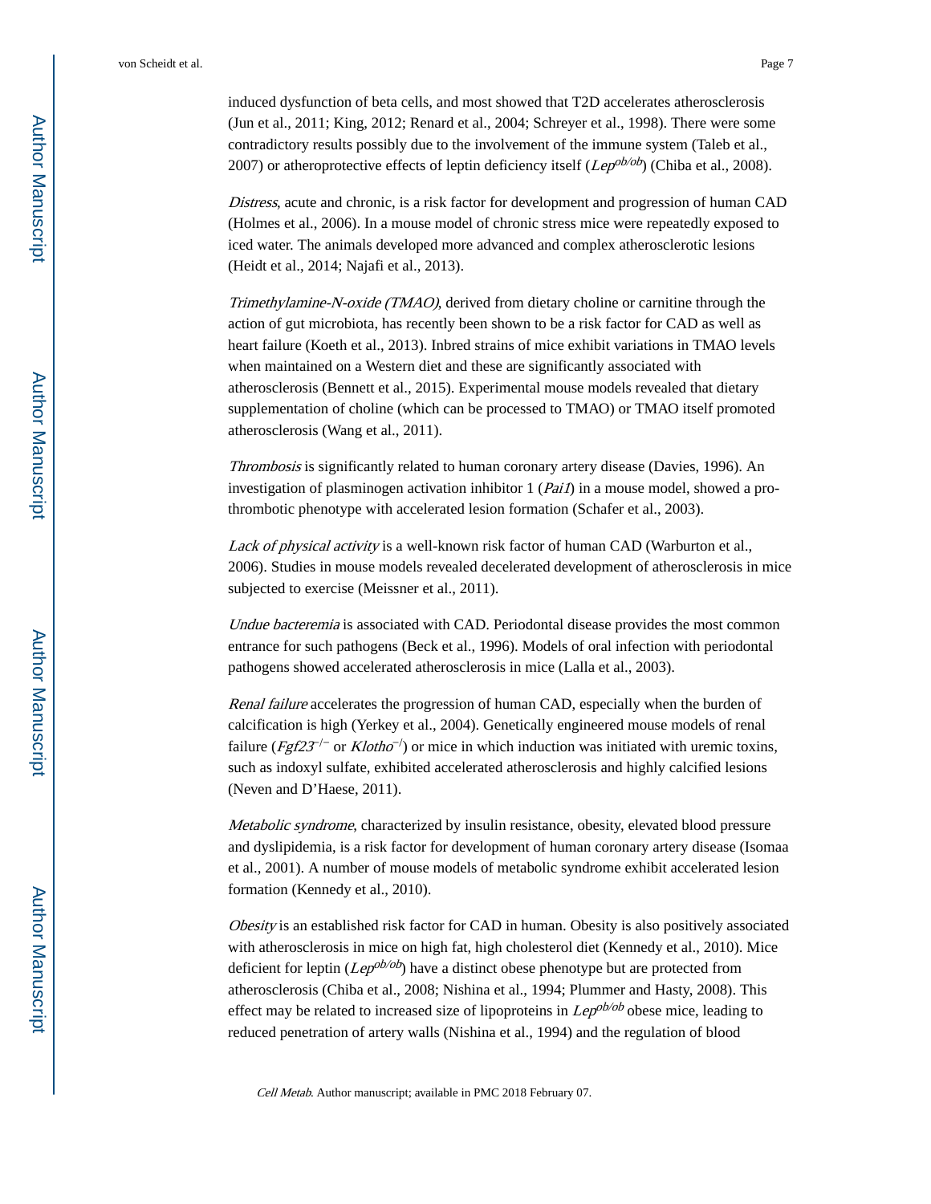induced dysfunction of beta cells, and most showed that T2D accelerates atherosclerosis (Jun et al., 2011; King, 2012; Renard et al., 2004; Schreyer et al., 1998). There were some contradictory results possibly due to the involvement of the immune system (Taleb et al., 2007) or atheroprotective effects of leptin deficiency itself (*Lep*$^{ob/ob}$) (Chiba et al., 2008).

*Distress*, acute and chronic, is a risk factor for development and progression of human CAD (Holmes et al., 2006). In a mouse model of chronic stress mice were repeatedly exposed to iced water. The animals developed more advanced and complex atherosclerotic lesions (Heidt et al., 2014; Najafi et al., 2013).

*Trimethylamine-N-oxide (TMAO)*, derived from dietary choline or carnitine through the action of gut microbiota, has recently been shown to be a risk factor for CAD as well as heart failure (Koeth et al., 2013). Inbred strains of mice exhibit variations in TMAO levels when maintained on a Western diet and these are significantly associated with atherosclerosis (Bennett et al., 2015). Experimental mouse models revealed that dietary supplementation of choline (which can be processed to TMAO) or TMAO itself promoted atherosclerosis (Wang et al., 2011).

*Thrombosis* is significantly related to human coronary artery disease (Davies, 1996). An investigation of plasminogen activation inhibitor 1 (*Pai1*) in a mouse model, showed a pro-thrombotic phenotype with accelerated lesion formation (Schafer et al., 2003).

*Lack of physical activity* is a well-known risk factor of human CAD (Warburton et al., 2006). Studies in mouse models revealed decelerated development of atherosclerosis in mice subjected to exercise (Meissner et al., 2011).

*Undue bacteremia* is associated with CAD. Periodontal disease provides the most common entrance for such pathogens (Beck et al., 1996). Models of oral infection with periodontal pathogens showed accelerated atherosclerosis in mice (Lalla et al., 2003).

*Renal failure* accelerates the progression of human CAD, especially when the burden of calcification is high (Yerkey et al., 2004). Genetically engineered mouse models of renal failure (*Fgf23*$^{-/-}$ or *Klotho*$^{-/}$) or mice in which induction was initiated with uremic toxins, such as indoxyl sulfate, exhibited accelerated atherosclerosis and highly calcified lesions (Neven and D'Haese, 2011).

*Metabolic syndrome*, characterized by insulin resistance, obesity, elevated blood pressure and dyslipidemia, is a risk factor for development of human coronary artery disease (Isomaa et al., 2001). A number of mouse models of metabolic syndrome exhibit accelerated lesion formation (Kennedy et al., 2010).

*Obesity* is an established risk factor for CAD in human. Obesity is also positively associated with atherosclerosis in mice on high fat, high cholesterol diet (Kennedy et al., 2010). Mice deficient for leptin (*Lep*$^{ob/ob}$) have a distinct obese phenotype but are protected from atherosclerosis (Chiba et al., 2008; Nishina et al., 1994; Plummer and Hasty, 2008). This effect may be related to increased size of lipoproteins in *Lep*$^{ob/ob}$ obese mice, leading to reduced penetration of artery walls (Nishina et al., 1994) and the regulation of blood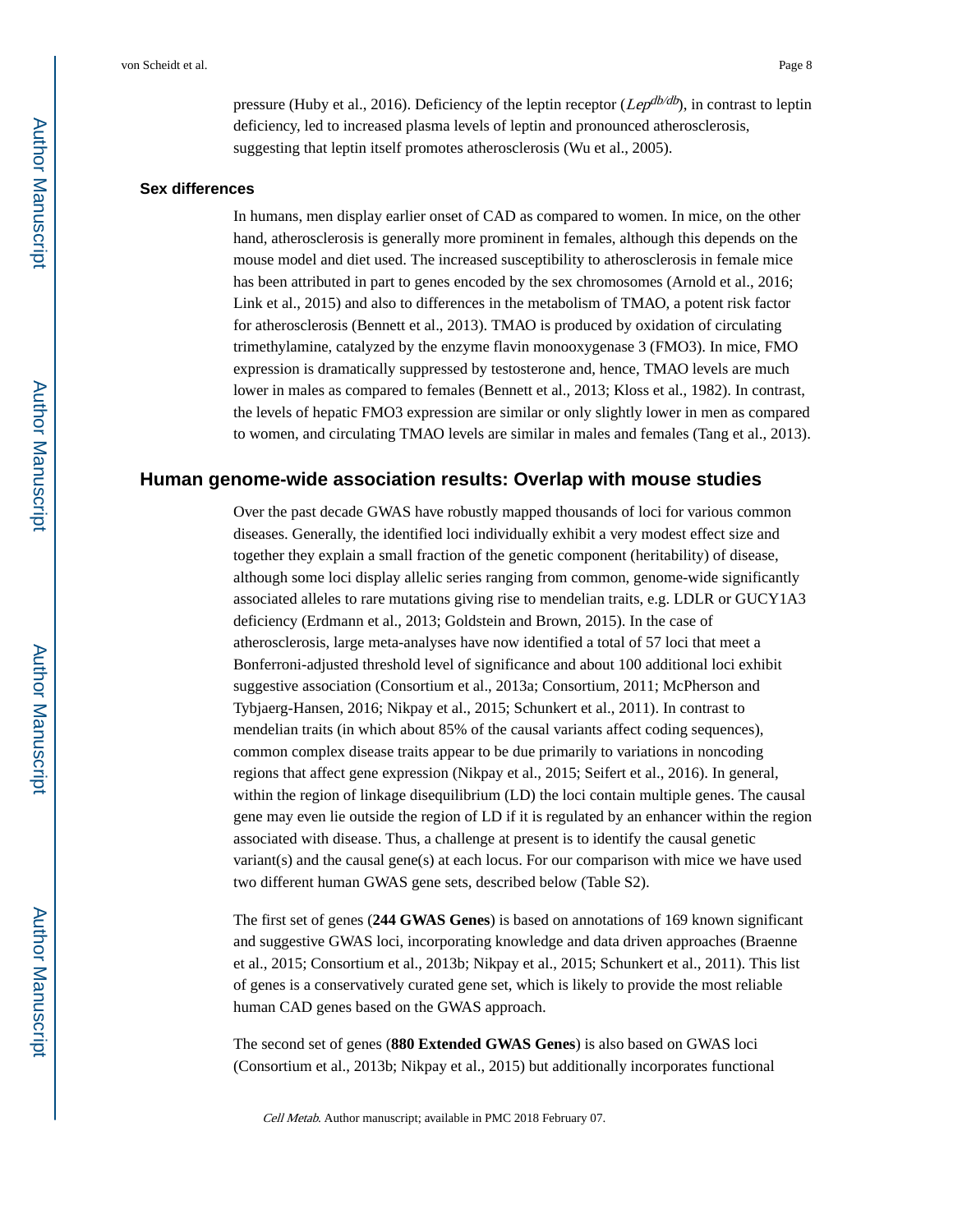pressure (Huby et al., 2016). Deficiency of the leptin receptor (*Lep*$^{db/db}$), in contrast to leptin deficiency, led to increased plasma levels of leptin and pronounced atherosclerosis, suggesting that leptin itself promotes atherosclerosis (Wu et al., 2005).

### Sex differences

In humans, men display earlier onset of CAD as compared to women. In mice, on the other hand, atherosclerosis is generally more prominent in females, although this depends on the mouse model and diet used. The increased susceptibility to atherosclerosis in female mice has been attributed in part to genes encoded by the sex chromosomes (Arnold et al., 2016; Link et al., 2015) and also to differences in the metabolism of TMAO, a potent risk factor for atherosclerosis (Bennett et al., 2013). TMAO is produced by oxidation of circulating trimethylamine, catalyzed by the enzyme flavin monooxygenase 3 (FMO3). In mice, FMO expression is dramatically suppressed by testosterone and, hence, TMAO levels are much lower in males as compared to females (Bennett et al., 2013; Kloss et al., 1982). In contrast, the levels of hepatic FMO3 expression are similar or only slightly lower in men as compared to women, and circulating TMAO levels are similar in males and females (Tang et al., 2013).

## Human genome-wide association results: Overlap with mouse studies

Over the past decade GWAS have robustly mapped thousands of loci for various common diseases. Generally, the identified loci individually exhibit a very modest effect size and together they explain a small fraction of the genetic component (heritability) of disease, although some loci display allelic series ranging from common, genome-wide significantly associated alleles to rare mutations giving rise to mendelian traits, e.g. LDLR or GUCY1A3 deficiency (Erdmann et al., 2013; Goldstein and Brown, 2015). In the case of atherosclerosis, large meta-analyses have now identified a total of 57 loci that meet a Bonferroni-adjusted threshold level of significance and about 100 additional loci exhibit suggestive association (Consortium et al., 2013a; Consortium, 2011; McPherson and Tybjaerg-Hansen, 2016; Nikpay et al., 2015; Schunkert et al., 2011). In contrast to mendelian traits (in which about 85% of the causal variants affect coding sequences), common complex disease traits appear to be due primarily to variations in noncoding regions that affect gene expression (Nikpay et al., 2015; Seifert et al., 2016). In general, within the region of linkage disequilibrium (LD) the loci contain multiple genes. The causal gene may even lie outside the region of LD if it is regulated by an enhancer within the region associated with disease. Thus, a challenge at present is to identify the causal genetic variant(s) and the causal gene(s) at each locus. For our comparison with mice we have used two different human GWAS gene sets, described below (Table S2).

The first set of genes (**244 GWAS Genes**) is based on annotations of 169 known significant and suggestive GWAS loci, incorporating knowledge and data driven approaches (Braenne et al., 2015; Consortium et al., 2013b; Nikpay et al., 2015; Schunkert et al., 2011). This list of genes is a conservatively curated gene set, which is likely to provide the most reliable human CAD genes based on the GWAS approach.

The second set of genes (**880 Extended GWAS Genes**) is also based on GWAS loci (Consortium et al., 2013b; Nikpay et al., 2015) but additionally incorporates functional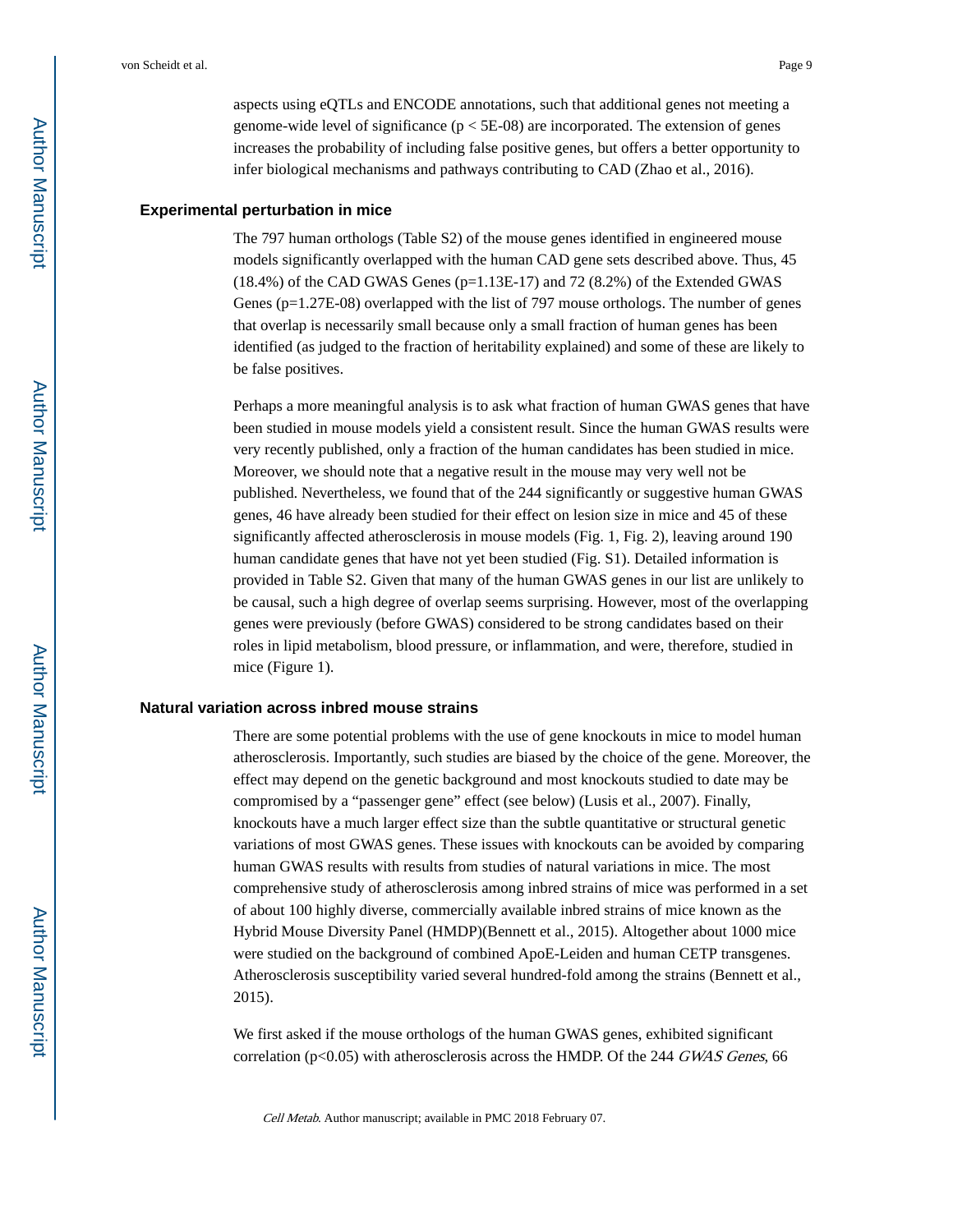aspects using eQTLs and ENCODE annotations, such that additional genes not meeting a genome-wide level of significance ($p < 5E\text{-}08$) are incorporated. The extension of genes increases the probability of including false positive genes, but offers a better opportunity to infer biological mechanisms and pathways contributing to CAD (Zhao et al., 2016).

## Experimental perturbation in mice

The 797 human orthologs (Table S2) of the mouse genes identified in engineered mouse models significantly overlapped with the human CAD gene sets described above. Thus, 45 (18.4%) of the CAD GWAS Genes (p=1.13E-17) and 72 (8.2%) of the Extended GWAS Genes (p=1.27E-08) overlapped with the list of 797 mouse orthologs. The number of genes that overlap is necessarily small because only a small fraction of human genes has been identified (as judged to the fraction of heritability explained) and some of these are likely to be false positives.

Perhaps a more meaningful analysis is to ask what fraction of human GWAS genes that have been studied in mouse models yield a consistent result. Since the human GWAS results were very recently published, only a fraction of the human candidates has been studied in mice. Moreover, we should note that a negative result in the mouse may very well not be published. Nevertheless, we found that of the 244 significantly or suggestive human GWAS genes, 46 have already been studied for their effect on lesion size in mice and 45 of these significantly affected atherosclerosis in mouse models (Fig. 1, Fig. 2), leaving around 190 human candidate genes that have not yet been studied (Fig. S1). Detailed information is provided in Table S2. Given that many of the human GWAS genes in our list are unlikely to be causal, such a high degree of overlap seems surprising. However, most of the overlapping genes were previously (before GWAS) considered to be strong candidates based on their roles in lipid metabolism, blood pressure, or inflammation, and were, therefore, studied in mice (Figure 1).

## Natural variation across inbred mouse strains

There are some potential problems with the use of gene knockouts in mice to model human atherosclerosis. Importantly, such studies are biased by the choice of the gene. Moreover, the effect may depend on the genetic background and most knockouts studied to date may be compromised by a "passenger gene" effect (see below) (Lusis et al., 2007). Finally, knockouts have a much larger effect size than the subtle quantitative or structural genetic variations of most GWAS genes. These issues with knockouts can be avoided by comparing human GWAS results with results from studies of natural variations in mice. The most comprehensive study of atherosclerosis among inbred strains of mice was performed in a set of about 100 highly diverse, commercially available inbred strains of mice known as the Hybrid Mouse Diversity Panel (HMDP)(Bennett et al., 2015). Altogether about 1000 mice were studied on the background of combined ApoE-Leiden and human CETP transgenes. Atherosclerosis susceptibility varied several hundred-fold among the strains (Bennett et al., 2015).

We first asked if the mouse orthologs of the human GWAS genes, exhibited significant correlation ($p<0.05$) with atherosclerosis across the HMDP. Of the 244 *GWAS Genes*, 66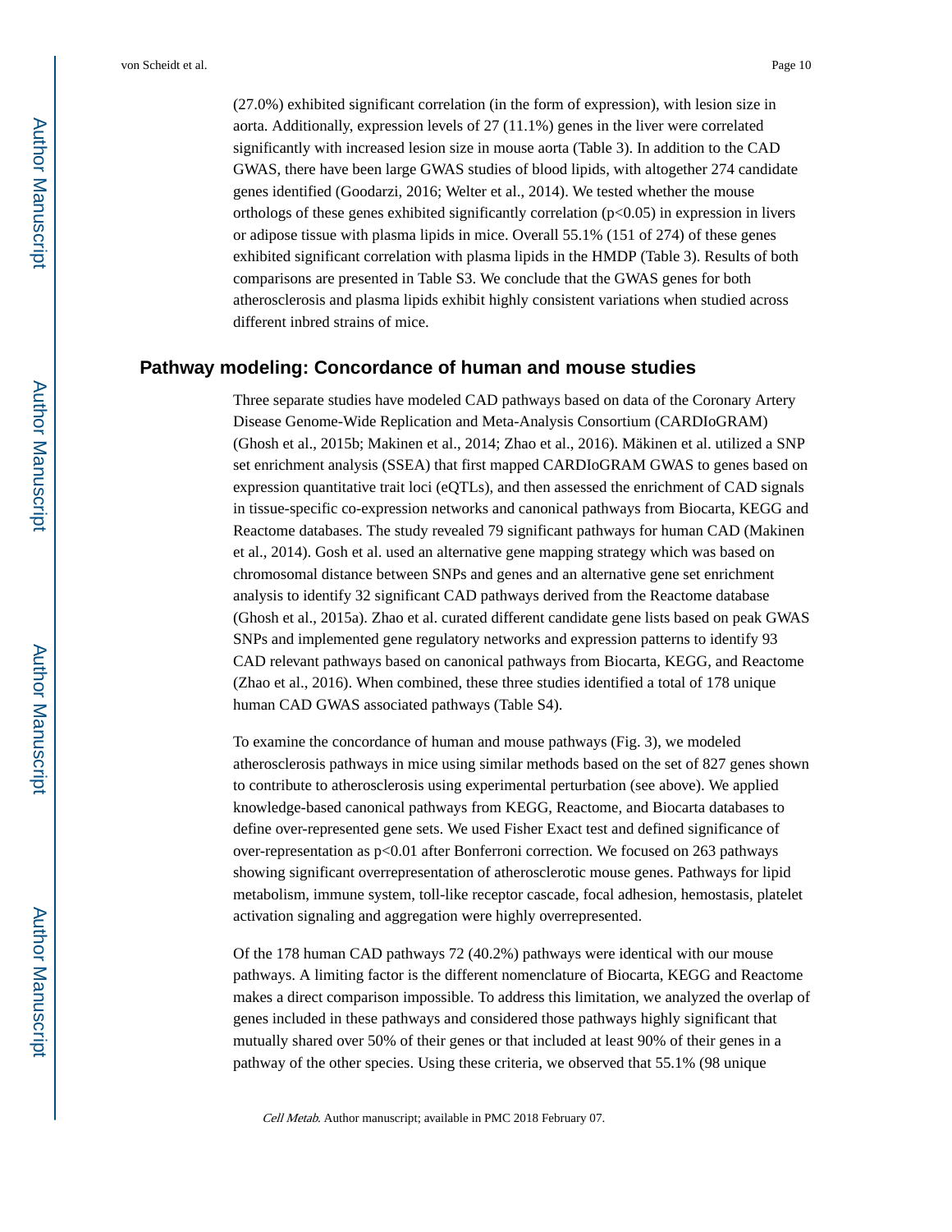(27.0%) exhibited significant correlation (in the form of expression), with lesion size in aorta. Additionally, expression levels of 27 (11.1%) genes in the liver were correlated significantly with increased lesion size in mouse aorta (Table 3). In addition to the CAD GWAS, there have been large GWAS studies of blood lipids, with altogether 274 candidate genes identified (Goodarzi, 2016; Welter et al., 2014). We tested whether the mouse orthologs of these genes exhibited significantly correlation ($p<0.05$) in expression in livers or adipose tissue with plasma lipids in mice. Overall 55.1% (151 of 274) of these genes exhibited significant correlation with plasma lipids in the HMDP (Table 3). Results of both comparisons are presented in Table S3. We conclude that the GWAS genes for both atherosclerosis and plasma lipids exhibit highly consistent variations when studied across different inbred strains of mice.

## Pathway modeling: Concordance of human and mouse studies

Three separate studies have modeled CAD pathways based on data of the Coronary Artery Disease Genome-Wide Replication and Meta-Analysis Consortium (CARDIoGRAM) (Ghosh et al., 2015b; Makinen et al., 2014; Zhao et al., 2016). Mäkinen et al. utilized a SNP set enrichment analysis (SSEA) that first mapped CARDIoGRAM GWAS to genes based on expression quantitative trait loci (eQTLs), and then assessed the enrichment of CAD signals in tissue-specific co-expression networks and canonical pathways from Biocarta, KEGG and Reactome databases. The study revealed 79 significant pathways for human CAD (Makinen et al., 2014). Gosh et al. used an alternative gene mapping strategy which was based on chromosomal distance between SNPs and genes and an alternative gene set enrichment analysis to identify 32 significant CAD pathways derived from the Reactome database (Ghosh et al., 2015a). Zhao et al. curated different candidate gene lists based on peak GWAS SNPs and implemented gene regulatory networks and expression patterns to identify 93 CAD relevant pathways based on canonical pathways from Biocarta, KEGG, and Reactome (Zhao et al., 2016). When combined, these three studies identified a total of 178 unique human CAD GWAS associated pathways (Table S4).

To examine the concordance of human and mouse pathways (Fig. 3), we modeled atherosclerosis pathways in mice using similar methods based on the set of 827 genes shown to contribute to atherosclerosis using experimental perturbation (see above). We applied knowledge-based canonical pathways from KEGG, Reactome, and Biocarta databases to define over-represented gene sets. We used Fisher Exact test and defined significance of over-representation as $p<0.01$ after Bonferroni correction. We focused on 263 pathways showing significant overrepresentation of atherosclerotic mouse genes. Pathways for lipid metabolism, immune system, toll-like receptor cascade, focal adhesion, hemostasis, platelet activation signaling and aggregation were highly overrepresented.

Of the 178 human CAD pathways 72 (40.2%) pathways were identical with our mouse pathways. A limiting factor is the different nomenclature of Biocarta, KEGG and Reactome makes a direct comparison impossible. To address this limitation, we analyzed the overlap of genes included in these pathways and considered those pathways highly significant that mutually shared over 50% of their genes or that included at least 90% of their genes in a pathway of the other species. Using these criteria, we observed that 55.1% (98 unique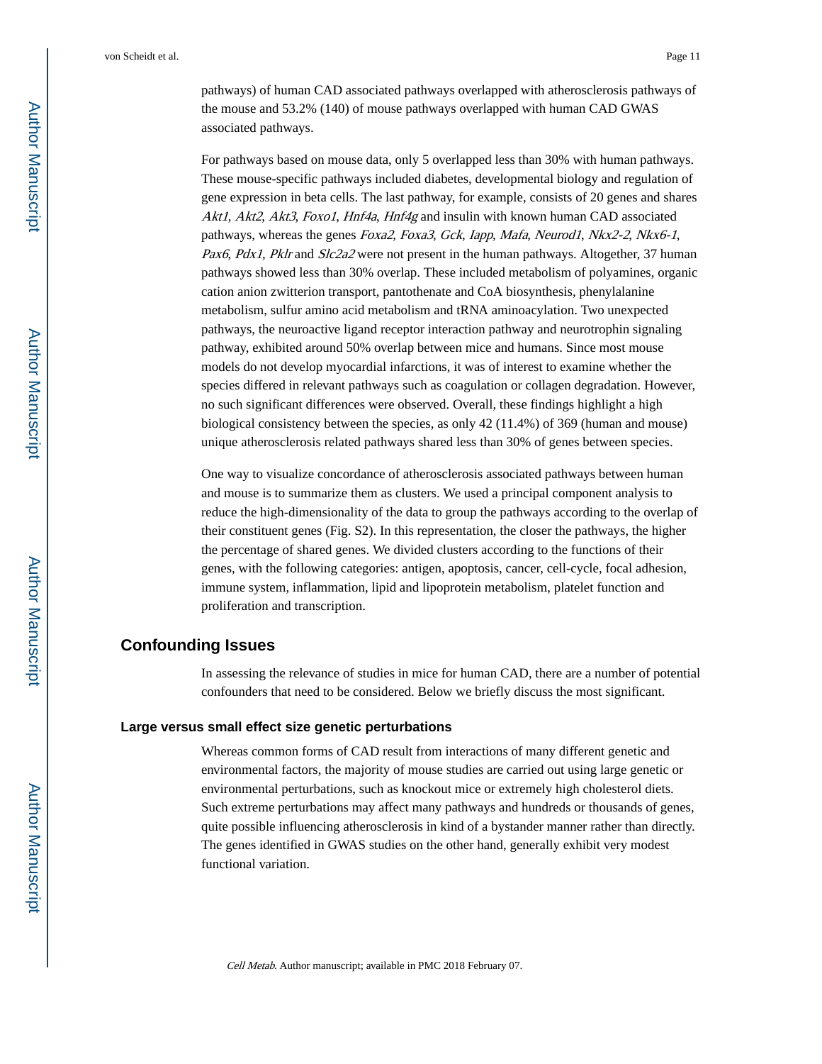pathways) of human CAD associated pathways overlapped with atherosclerosis pathways of the mouse and 53.2% (140) of mouse pathways overlapped with human CAD GWAS associated pathways.

For pathways based on mouse data, only 5 overlapped less than 30% with human pathways. These mouse-specific pathways included diabetes, developmental biology and regulation of gene expression in beta cells. The last pathway, for example, consists of 20 genes and shares *Akt1*, *Akt2*, *Akt3*, *Foxo1*, *Hnf4a*, *Hnf4g* and insulin with known human CAD associated pathways, whereas the genes *Foxa2*, *Foxa3*, *Gck*, *Iapp*, *Mafa*, *Neurod1*, *Nkx2-2*, *Nkx6-1*, *Pax6*, *Pdx1*, *Pklr* and *Slc2a2* were not present in the human pathways. Altogether, 37 human pathways showed less than 30% overlap. These included metabolism of polyamines, organic cation anion zwitterion transport, pantothenate and CoA biosynthesis, phenylalanine metabolism, sulfur amino acid metabolism and tRNA aminoacylation. Two unexpected pathways, the neuroactive ligand receptor interaction pathway and neurotrophin signaling pathway, exhibited around 50% overlap between mice and humans. Since most mouse models do not develop myocardial infarctions, it was of interest to examine whether the species differed in relevant pathways such as coagulation or collagen degradation. However, no such significant differences were observed. Overall, these findings highlight a high biological consistency between the species, as only 42 (11.4%) of 369 (human and mouse) unique atherosclerosis related pathways shared less than 30% of genes between species.

One way to visualize concordance of atherosclerosis associated pathways between human and mouse is to summarize them as clusters. We used a principal component analysis to reduce the high-dimensionality of the data to group the pathways according to the overlap of their constituent genes (Fig. S2). In this representation, the closer the pathways, the higher the percentage of shared genes. We divided clusters according to the functions of their genes, with the following categories: antigen, apoptosis, cancer, cell-cycle, focal adhesion, immune system, inflammation, lipid and lipoprotein metabolism, platelet function and proliferation and transcription.

## Confounding Issues

In assessing the relevance of studies in mice for human CAD, there are a number of potential confounders that need to be considered. Below we briefly discuss the most significant.

### Large versus small effect size genetic perturbations

Whereas common forms of CAD result from interactions of many different genetic and environmental factors, the majority of mouse studies are carried out using large genetic or environmental perturbations, such as knockout mice or extremely high cholesterol diets. Such extreme perturbations may affect many pathways and hundreds or thousands of genes, quite possible influencing atherosclerosis in kind of a bystander manner rather than directly. The genes identified in GWAS studies on the other hand, generally exhibit very modest functional variation.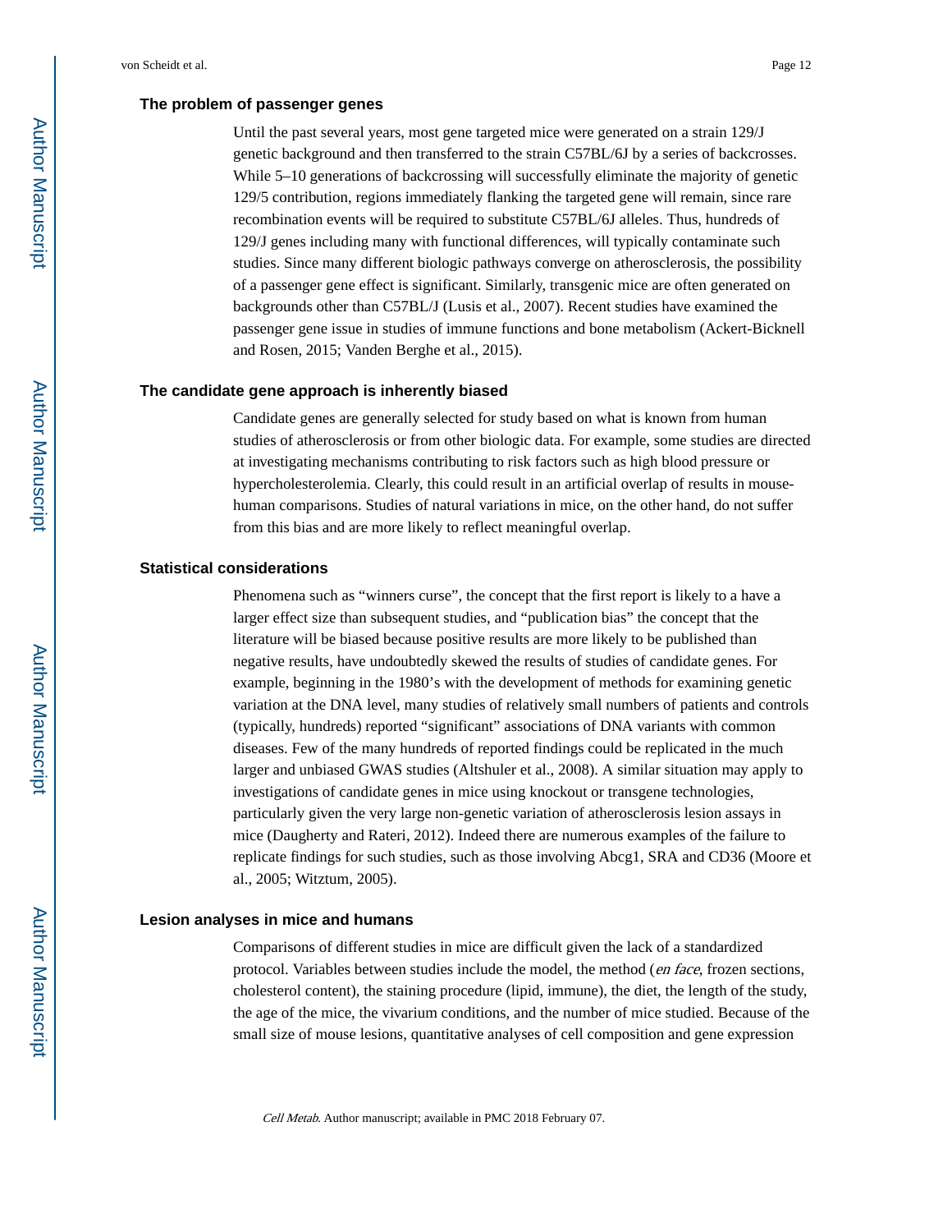### The problem of passenger genes

Until the past several years, most gene targeted mice were generated on a strain 129/J genetic background and then transferred to the strain C57BL/6J by a series of backcrosses. While 5–10 generations of backcrossing will successfully eliminate the majority of genetic 129/5 contribution, regions immediately flanking the targeted gene will remain, since rare recombination events will be required to substitute C57BL/6J alleles. Thus, hundreds of 129/J genes including many with functional differences, will typically contaminate such studies. Since many different biologic pathways converge on atherosclerosis, the possibility of a passenger gene effect is significant. Similarly, transgenic mice are often generated on backgrounds other than C57BL/J (Lusis et al., 2007). Recent studies have examined the passenger gene issue in studies of immune functions and bone metabolism (Ackert-Bicknell and Rosen, 2015; Vanden Berghe et al., 2015).

### The candidate gene approach is inherently biased

Candidate genes are generally selected for study based on what is known from human studies of atherosclerosis or from other biologic data. For example, some studies are directed at investigating mechanisms contributing to risk factors such as high blood pressure or hypercholesterolemia. Clearly, this could result in an artificial overlap of results in mouse-human comparisons. Studies of natural variations in mice, on the other hand, do not suffer from this bias and are more likely to reflect meaningful overlap.

### Statistical considerations

Phenomena such as "winners curse", the concept that the first report is likely to a have a larger effect size than subsequent studies, and "publication bias" the concept that the literature will be biased because positive results are more likely to be published than negative results, have undoubtedly skewed the results of studies of candidate genes. For example, beginning in the 1980's with the development of methods for examining genetic variation at the DNA level, many studies of relatively small numbers of patients and controls (typically, hundreds) reported "significant" associations of DNA variants with common diseases. Few of the many hundreds of reported findings could be replicated in the much larger and unbiased GWAS studies (Altshuler et al., 2008). A similar situation may apply to investigations of candidate genes in mice using knockout or transgene technologies, particularly given the very large non-genetic variation of atherosclerosis lesion assays in mice (Daugherty and Rateri, 2012). Indeed there are numerous examples of the failure to replicate findings for such studies, such as those involving Abcg1, SRA and CD36 (Moore et al., 2005; Witztum, 2005).

### Lesion analyses in mice and humans

Comparisons of different studies in mice are difficult given the lack of a standardized protocol. Variables between studies include the model, the method (*en face*, frozen sections, cholesterol content), the staining procedure (lipid, immune), the diet, the length of the study, the age of the mice, the vivarium conditions, and the number of mice studied. Because of the small size of mouse lesions, quantitative analyses of cell composition and gene expression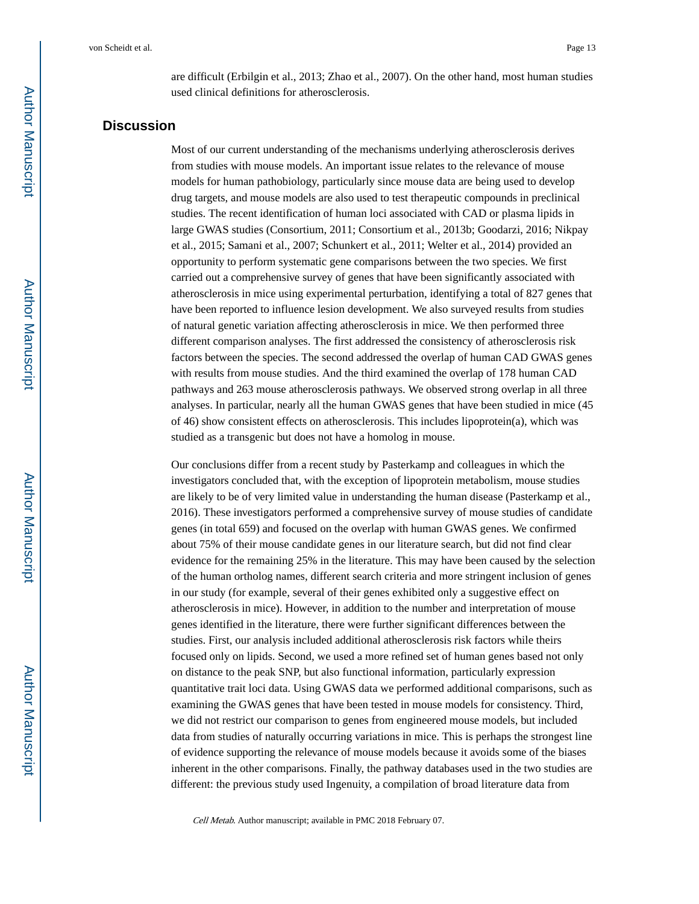are difficult (Erbilgin et al., 2013; Zhao et al., 2007). On the other hand, most human studies used clinical definitions for atherosclerosis.

## Discussion

Most of our current understanding of the mechanisms underlying atherosclerosis derives from studies with mouse models. An important issue relates to the relevance of mouse models for human pathobiology, particularly since mouse data are being used to develop drug targets, and mouse models are also used to test therapeutic compounds in preclinical studies. The recent identification of human loci associated with CAD or plasma lipids in large GWAS studies (Consortium, 2011; Consortium et al., 2013b; Goodarzi, 2016; Nikpay et al., 2015; Samani et al., 2007; Schunkert et al., 2011; Welter et al., 2014) provided an opportunity to perform systematic gene comparisons between the two species. We first carried out a comprehensive survey of genes that have been significantly associated with atherosclerosis in mice using experimental perturbation, identifying a total of 827 genes that have been reported to influence lesion development. We also surveyed results from studies of natural genetic variation affecting atherosclerosis in mice. We then performed three different comparison analyses. The first addressed the consistency of atherosclerosis risk factors between the species. The second addressed the overlap of human CAD GWAS genes with results from mouse studies. And the third examined the overlap of 178 human CAD pathways and 263 mouse atherosclerosis pathways. We observed strong overlap in all three analyses. In particular, nearly all the human GWAS genes that have been studied in mice (45 of 46) show consistent effects on atherosclerosis. This includes lipoprotein(a), which was studied as a transgenic but does not have a homolog in mouse.

Our conclusions differ from a recent study by Pasterkamp and colleagues in which the investigators concluded that, with the exception of lipoprotein metabolism, mouse studies are likely to be of very limited value in understanding the human disease (Pasterkamp et al., 2016). These investigators performed a comprehensive survey of mouse studies of candidate genes (in total 659) and focused on the overlap with human GWAS genes. We confirmed about 75% of their mouse candidate genes in our literature search, but did not find clear evidence for the remaining 25% in the literature. This may have been caused by the selection of the human ortholog names, different search criteria and more stringent inclusion of genes in our study (for example, several of their genes exhibited only a suggestive effect on atherosclerosis in mice). However, in addition to the number and interpretation of mouse genes identified in the literature, there were further significant differences between the studies. First, our analysis included additional atherosclerosis risk factors while theirs focused only on lipids. Second, we used a more refined set of human genes based not only on distance to the peak SNP, but also functional information, particularly expression quantitative trait loci data. Using GWAS data we performed additional comparisons, such as examining the GWAS genes that have been tested in mouse models for consistency. Third, we did not restrict our comparison to genes from engineered mouse models, but included data from studies of naturally occurring variations in mice. This is perhaps the strongest line of evidence supporting the relevance of mouse models because it avoids some of the biases inherent in the other comparisons. Finally, the pathway databases used in the two studies are different: the previous study used Ingenuity, a compilation of broad literature data from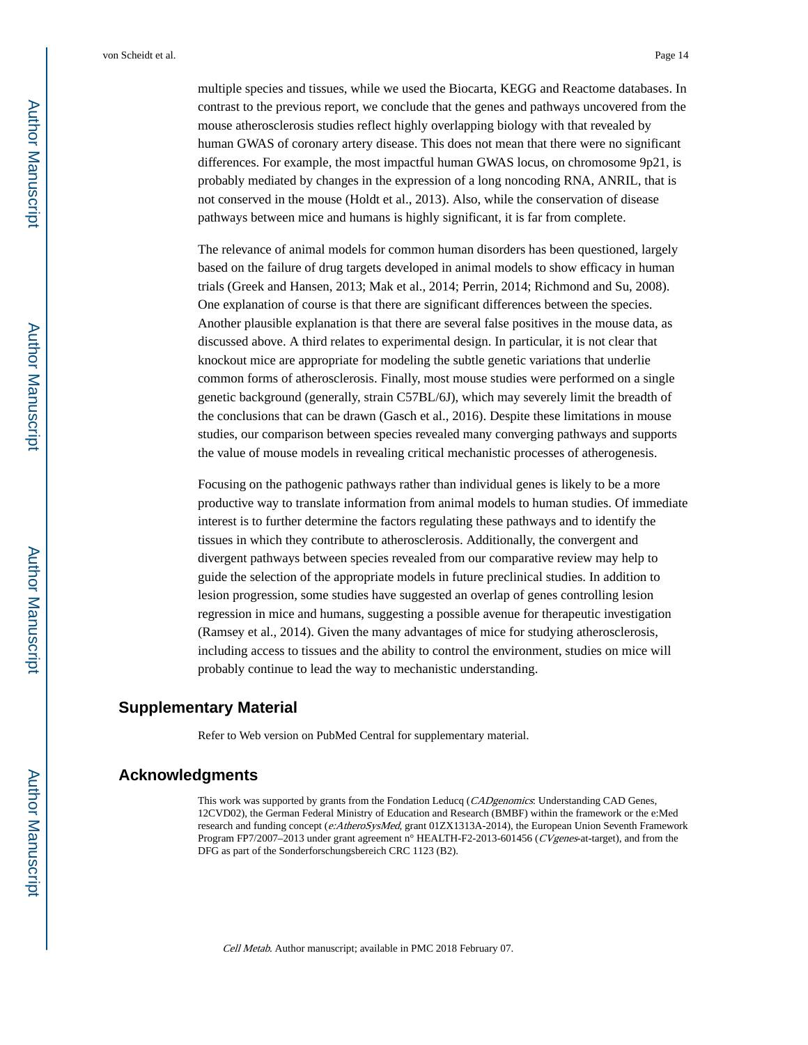multiple species and tissues, while we used the Biocarta, KEGG and Reactome databases. In contrast to the previous report, we conclude that the genes and pathways uncovered from the mouse atherosclerosis studies reflect highly overlapping biology with that revealed by human GWAS of coronary artery disease. This does not mean that there were no significant differences. For example, the most impactful human GWAS locus, on chromosome 9p21, is probably mediated by changes in the expression of a long noncoding RNA, ANRIL, that is not conserved in the mouse (Holdt et al., 2013). Also, while the conservation of disease pathways between mice and humans is highly significant, it is far from complete.

The relevance of animal models for common human disorders has been questioned, largely based on the failure of drug targets developed in animal models to show efficacy in human trials (Greek and Hansen, 2013; Mak et al., 2014; Perrin, 2014; Richmond and Su, 2008). One explanation of course is that there are significant differences between the species. Another plausible explanation is that there are several false positives in the mouse data, as discussed above. A third relates to experimental design. In particular, it is not clear that knockout mice are appropriate for modeling the subtle genetic variations that underlie common forms of atherosclerosis. Finally, most mouse studies were performed on a single genetic background (generally, strain C57BL/6J), which may severely limit the breadth of the conclusions that can be drawn (Gasch et al., 2016). Despite these limitations in mouse studies, our comparison between species revealed many converging pathways and supports the value of mouse models in revealing critical mechanistic processes of atherogenesis.

Focusing on the pathogenic pathways rather than individual genes is likely to be a more productive way to translate information from animal models to human studies. Of immediate interest is to further determine the factors regulating these pathways and to identify the tissues in which they contribute to atherosclerosis. Additionally, the convergent and divergent pathways between species revealed from our comparative review may help to guide the selection of the appropriate models in future preclinical studies. In addition to lesion progression, some studies have suggested an overlap of genes controlling lesion regression in mice and humans, suggesting a possible avenue for therapeutic investigation (Ramsey et al., 2014). Given the many advantages of mice for studying atherosclerosis, including access to tissues and the ability to control the environment, studies on mice will probably continue to lead the way to mechanistic understanding.

## Supplementary Material

Refer to Web version on PubMed Central for supplementary material.

## Acknowledgments

This work was supported by grants from the Fondation Leducq (*CADgenomics*: Understanding CAD Genes, 12CVD02), the German Federal Ministry of Education and Research (BMBF) within the framework or the e:Med research and funding concept (*e:AtheroSysMed*, grant 01ZX1313A-2014), the European Union Seventh Framework Program FP7/2007–2013 under grant agreement n° HEALTH-F2-2013-601456 (*CVgenes*-at-target), and from the DFG as part of the Sonderforschungsbereich CRC 1123 (B2).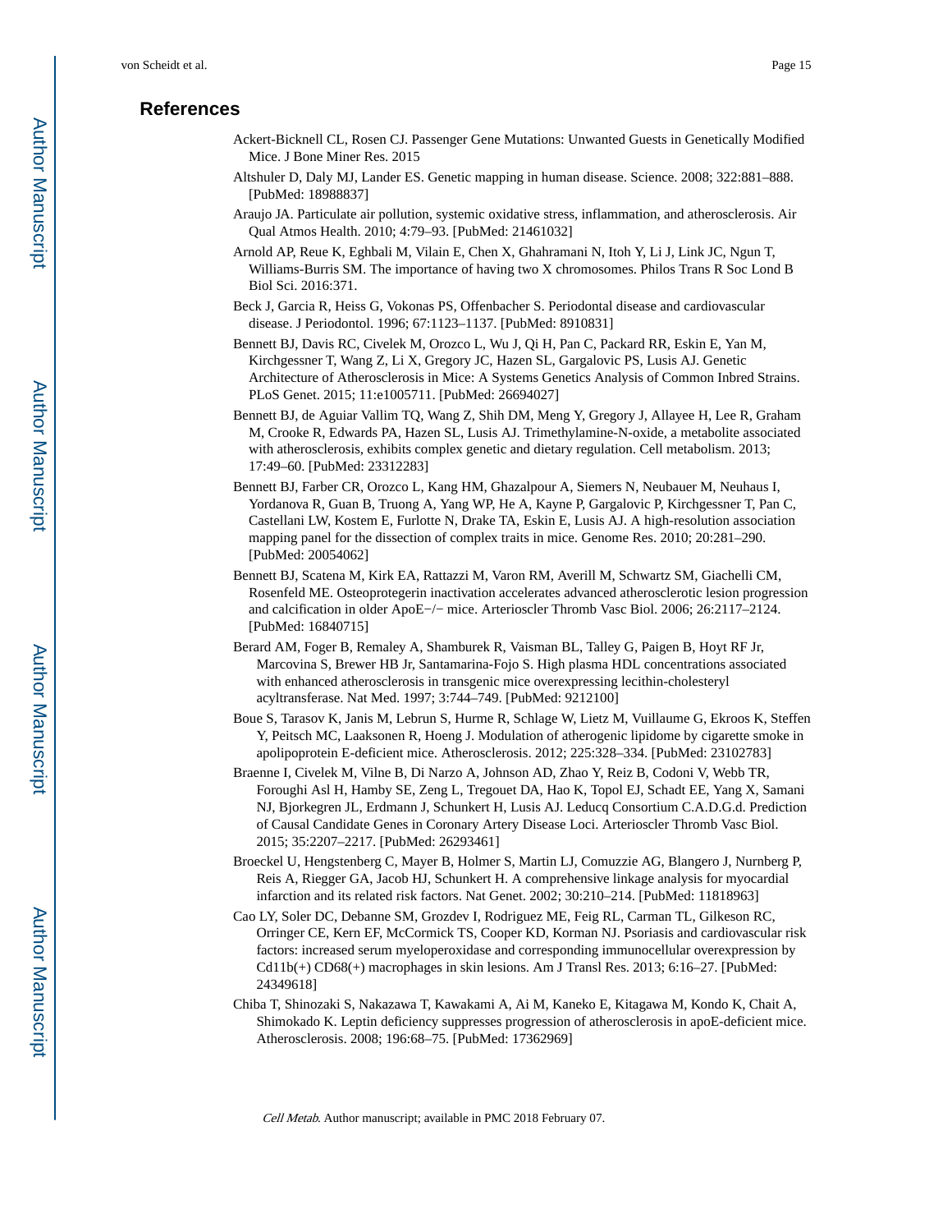## References

Ackert-Bicknell CL, Rosen CJ. Passenger Gene Mutations: Unwanted Guests in Genetically Modified Mice. J Bone Miner Res. 2015

Altshuler D, Daly MJ, Lander ES. Genetic mapping in human disease. Science. 2008; 322:881–888. [PubMed: 18988837]

Araujo JA. Particulate air pollution, systemic oxidative stress, inflammation, and atherosclerosis. Air Qual Atmos Health. 2010; 4:79–93. [PubMed: 21461032]

Arnold AP, Reue K, Eghbali M, Vilain E, Chen X, Ghahramani N, Itoh Y, Li J, Link JC, Ngun T, Williams-Burris SM. The importance of having two X chromosomes. Philos Trans R Soc Lond B Biol Sci. 2016:371.

Beck J, Garcia R, Heiss G, Vokonas PS, Offenbacher S. Periodontal disease and cardiovascular disease. J Periodontol. 1996; 67:1123–1137. [PubMed: 8910831]

Bennett BJ, Davis RC, Civelek M, Orozco L, Wu J, Qi H, Pan C, Packard RR, Eskin E, Yan M, Kirchgessner T, Wang Z, Li X, Gregory JC, Hazen SL, Gargalovic PS, Lusis AJ. Genetic Architecture of Atherosclerosis in Mice: A Systems Genetics Analysis of Common Inbred Strains. PLoS Genet. 2015; 11:e1005711. [PubMed: 26694027]

Bennett BJ, de Aguiar Vallim TQ, Wang Z, Shih DM, Meng Y, Gregory J, Allayee H, Lee R, Graham M, Crooke R, Edwards PA, Hazen SL, Lusis AJ. Trimethylamine-N-oxide, a metabolite associated with atherosclerosis, exhibits complex genetic and dietary regulation. Cell metabolism. 2013; 17:49–60. [PubMed: 23312283]

Bennett BJ, Farber CR, Orozco L, Kang HM, Ghazalpour A, Siemers N, Neubauer M, Neuhaus I, Yordanova R, Guan B, Truong A, Yang WP, He A, Kayne P, Gargalovic P, Kirchgessner T, Pan C, Castellani LW, Kostem E, Furlotte N, Drake TA, Eskin E, Lusis AJ. A high-resolution association mapping panel for the dissection of complex traits in mice. Genome Res. 2010; 20:281–290. [PubMed: 20054062]

Bennett BJ, Scatena M, Kirk EA, Rattazzi M, Varon RM, Averill M, Schwartz SM, Giachelli CM, Rosenfeld ME. Osteoprotegerin inactivation accelerates advanced atherosclerotic lesion progression and calcification in older ApoE−/− mice. Arterioscler Thromb Vasc Biol. 2006; 26:2117–2124. [PubMed: 16840715]

Berard AM, Foger B, Remaley A, Shamburek R, Vaisman BL, Talley G, Paigen B, Hoyt RF Jr, Marcovina S, Brewer HB Jr, Santamarina-Fojo S. High plasma HDL concentrations associated with enhanced atherosclerosis in transgenic mice overexpressing lecithin-cholesteryl acyltransferase. Nat Med. 1997; 3:744–749. [PubMed: 9212100]

Boue S, Tarasov K, Janis M, Lebrun S, Hurme R, Schlage W, Lietz M, Vuillaume G, Ekroos K, Steffen Y, Peitsch MC, Laaksonen R, Hoeng J. Modulation of atherogenic lipidome by cigarette smoke in apolipoprotein E-deficient mice. Atherosclerosis. 2012; 225:328–334. [PubMed: 23102783]

Braenne I, Civelek M, Vilne B, Di Narzo A, Johnson AD, Zhao Y, Reiz B, Codoni V, Webb TR, Foroughi Asl H, Hamby SE, Zeng L, Tregouet DA, Hao K, Topol EJ, Schadt EE, Yang X, Samani NJ, Bjorkegren JL, Erdmann J, Schunkert H, Lusis AJ. Leducq Consortium C.A.D.G.d. Prediction of Causal Candidate Genes in Coronary Artery Disease Loci. Arterioscler Thromb Vasc Biol. 2015; 35:2207–2217. [PubMed: 26293461]

Broeckel U, Hengstenberg C, Mayer B, Holmer S, Martin LJ, Comuzzie AG, Blangero J, Nurnberg P, Reis A, Riegger GA, Jacob HJ, Schunkert H. A comprehensive linkage analysis for myocardial infarction and its related risk factors. Nat Genet. 2002; 30:210–214. [PubMed: 11818963]

Cao LY, Soler DC, Debanne SM, Grozdev I, Rodriguez ME, Feig RL, Carman TL, Gilkeson RC, Orringer CE, Kern EF, McCormick TS, Cooper KD, Korman NJ. Psoriasis and cardiovascular risk factors: increased serum myeloperoxidase and corresponding immunocellular overexpression by Cd11b(+) CD68(+) macrophages in skin lesions. Am J Transl Res. 2013; 6:16–27. [PubMed: 24349618]

Chiba T, Shinozaki S, Nakazawa T, Kawakami A, Ai M, Kaneko E, Kitagawa M, Kondo K, Chait A, Shimokado K. Leptin deficiency suppresses progression of atherosclerosis in apoE-deficient mice. Atherosclerosis. 2008; 196:68–75. [PubMed: 17362969]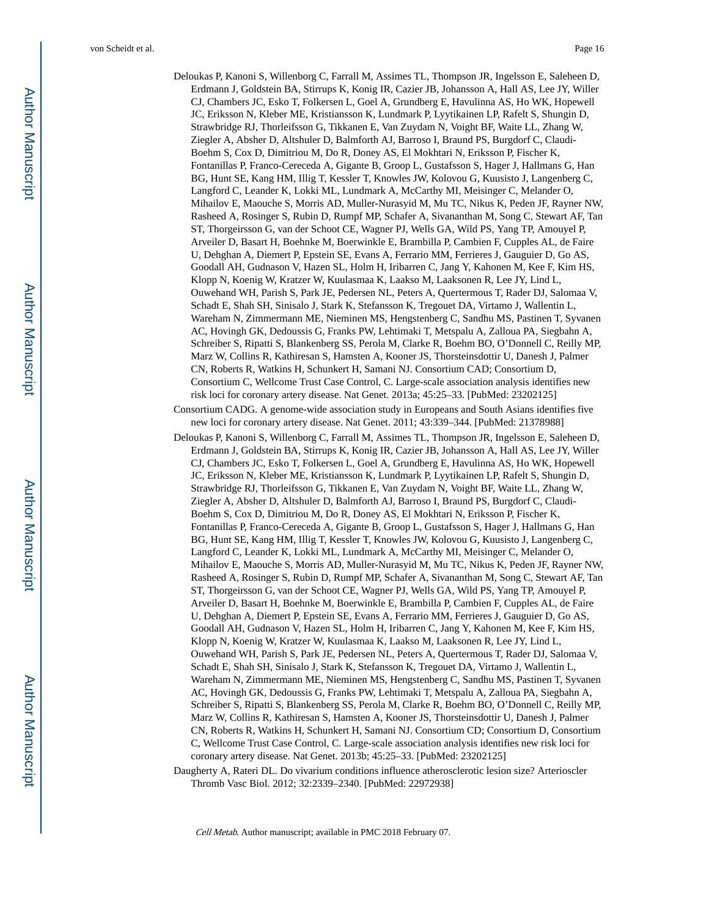Deloukas P, Kanoni S, Willenborg C, Farrall M, Assimes TL, Thompson JR, Ingelsson E, Saleheen D, Erdmann J, Goldstein BA, Stirrups K, Konig IR, Cazier JB, Johansson A, Hall AS, Lee JY, Willer CJ, Chambers JC, Esko T, Folkersen L, Goel A, Grundberg E, Havulinna AS, Ho WK, Hopewell JC, Eriksson N, Kleber ME, Kristiansson K, Lundmark P, Lyytikainen LP, Rafelt S, Shungin D, Strawbridge RJ, Thorleifsson G, Tikkanen E, Van Zuydam N, Voight BF, Waite LL, Zhang W, Ziegler A, Absher D, Altshuler D, Balmforth AJ, Barroso I, Braund PS, Burgdorf C, Claudi-Boehm S, Cox D, Dimitriou M, Do R, Doney AS, El Mokhtari N, Eriksson P, Fischer K, Fontanillas P, Franco-Cereceda A, Gigante B, Groop L, Gustafsson S, Hager J, Hallmans G, Han BG, Hunt SE, Kang HM, Illig T, Kessler T, Knowles JW, Kolovou G, Kuusisto J, Langenberg C, Langford C, Leander K, Lokki ML, Lundmark A, McCarthy MI, Meisinger C, Melander O, Mihailov E, Maouche S, Morris AD, Muller-Nurasyid M, Mu TC, Nikus K, Peden JF, Rayner NW, Rasheed A, Rosinger S, Rubin D, Rumpf MP, Schafer A, Sivananthan M, Song C, Stewart AF, Tan ST, Thorgeirsson G, van der Schoot CE, Wagner PJ, Wells GA, Wild PS, Yang TP, Amouyel P, Arveiler D, Basart H, Boehnke M, Boerwinkle E, Brambilla P, Cambien F, Cupples AL, de Faire U, Dehghan A, Diemert P, Epstein SE, Evans A, Ferrario MM, Ferrieres J, Gauguier D, Go AS, Goodall AH, Gudnason V, Hazen SL, Holm H, Iribarren C, Jang Y, Kahonen M, Kee F, Kim HS, Klopp N, Koenig W, Kratzer W, Kuulasmaa K, Laakso M, Laaksonen R, Lee JY, Lind L, Ouwehand WH, Parish S, Park JE, Pedersen NL, Peters A, Quertermous T, Rader DJ, Salomaa V, Schadt E, Shah SH, Sinisalo J, Stark K, Stefansson K, Tregouet DA, Virtamo J, Wallentin L, Wareham N, Zimmermann ME, Nieminen MS, Hengstenberg C, Sandhu MS, Pastinen T, Syvanen AC, Hovingh GK, Dedoussis G, Franks PW, Lehtimaki T, Metspalu A, Zalloua PA, Siegbahn A, Schreiber S, Ripatti S, Blankenberg SS, Perola M, Clarke R, Boehm BO, O'Donnell C, Reilly MP, Marz W, Collins R, Kathiresan S, Hamsten A, Kooner JS, Thorsteinsdottir U, Danesh J, Palmer CN, Roberts R, Watkins H, Schunkert H, Samani NJ. Consortium CAD; Consortium D, Consortium C, Wellcome Trust Case Control, C. Large-scale association analysis identifies new risk loci for coronary artery disease. Nat Genet. 2013a; 45:25–33. [PubMed: 23202125]

Consortium CADG. A genome-wide association study in Europeans and South Asians identifies five new loci for coronary artery disease. Nat Genet. 2011; 43:339–344. [PubMed: 21378988]

Deloukas P, Kanoni S, Willenborg C, Farrall M, Assimes TL, Thompson JR, Ingelsson E, Saleheen D, Erdmann J, Goldstein BA, Stirrups K, Konig IR, Cazier JB, Johansson A, Hall AS, Lee JY, Willer CJ, Chambers JC, Esko T, Folkersen L, Goel A, Grundberg E, Havulinna AS, Ho WK, Hopewell JC, Eriksson N, Kleber ME, Kristiansson K, Lundmark P, Lyytikainen LP, Rafelt S, Shungin D, Strawbridge RJ, Thorleifsson G, Tikkanen E, Van Zuydam N, Voight BF, Waite LL, Zhang W, Ziegler A, Absher D, Altshuler D, Balmforth AJ, Barroso I, Braund PS, Burgdorf C, Claudi-Boehm S, Cox D, Dimitriou M, Do R, Doney AS, El Mokhtari N, Eriksson P, Fischer K, Fontanillas P, Franco-Cereceda A, Gigante B, Groop L, Gustafsson S, Hager J, Hallmans G, Han BG, Hunt SE, Kang HM, Illig T, Kessler T, Knowles JW, Kolovou G, Kuusisto J, Langenberg C, Langford C, Leander K, Lokki ML, Lundmark A, McCarthy MI, Meisinger C, Melander O, Mihailov E, Maouche S, Morris AD, Muller-Nurasyid M, Mu TC, Nikus K, Peden JF, Rayner NW, Rasheed A, Rosinger S, Rubin D, Rumpf MP, Schafer A, Sivananthan M, Song C, Stewart AF, Tan ST, Thorgeirsson G, van der Schoot CE, Wagner PJ, Wells GA, Wild PS, Yang TP, Amouyel P, Arveiler D, Basart H, Boehnke M, Boerwinkle E, Brambilla P, Cambien F, Cupples AL, de Faire U, Dehghan A, Diemert P, Epstein SE, Evans A, Ferrario MM, Ferrieres J, Gauguier D, Go AS, Goodall AH, Gudnason V, Hazen SL, Holm H, Iribarren C, Jang Y, Kahonen M, Kee F, Kim HS, Klopp N, Koenig W, Kratzer W, Kuulasmaa K, Laakso M, Laaksonen R, Lee JY, Lind L, Ouwehand WH, Parish S, Park JE, Pedersen NL, Peters A, Quertermous T, Rader DJ, Salomaa V, Schadt E, Shah SH, Sinisalo J, Stark K, Stefansson K, Tregouet DA, Virtamo J, Wallentin L, Wareham N, Zimmermann ME, Nieminen MS, Hengstenberg C, Sandhu MS, Pastinen T, Syvanen AC, Hovingh GK, Dedoussis G, Franks PW, Lehtimaki T, Metspalu A, Zalloua PA, Siegbahn A, Schreiber S, Ripatti S, Blankenberg SS, Perola M, Clarke R, Boehm BO, O'Donnell C, Reilly MP, Marz W, Collins R, Kathiresan S, Hamsten A, Kooner JS, Thorsteinsdottir U, Danesh J, Palmer CN, Roberts R, Watkins H, Schunkert H, Samani NJ. Consortium CD; Consortium D, Consortium C, Wellcome Trust Case Control, C. Large-scale association analysis identifies new risk loci for coronary artery disease. Nat Genet. 2013b; 45:25–33. [PubMed: 23202125]

Daugherty A, Rateri DL. Do vivarium conditions influence atherosclerotic lesion size? Arterioscler Thromb Vasc Biol. 2012; 32:2339–2340. [PubMed: 22972938]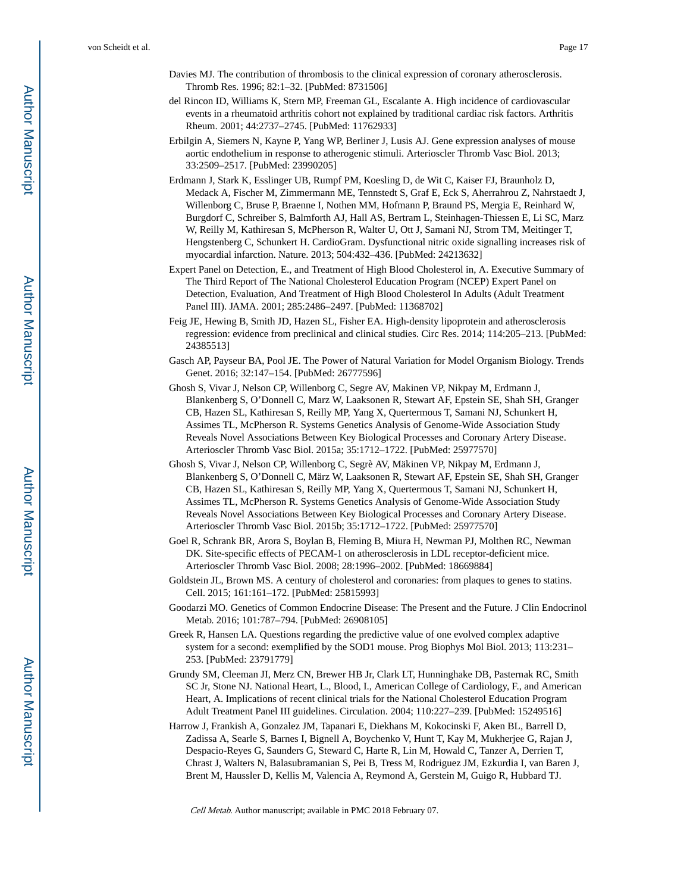Davies MJ. The contribution of thrombosis to the clinical expression of coronary atherosclerosis. Thromb Res. 1996; 82:1–32. [PubMed: 8731506]

del Rincon ID, Williams K, Stern MP, Freeman GL, Escalante A. High incidence of cardiovascular events in a rheumatoid arthritis cohort not explained by traditional cardiac risk factors. Arthritis Rheum. 2001; 44:2737–2745. [PubMed: 11762933]

Erbilgin A, Siemers N, Kayne P, Yang WP, Berliner J, Lusis AJ. Gene expression analyses of mouse aortic endothelium in response to atherogenic stimuli. Arterioscler Thromb Vasc Biol. 2013; 33:2509–2517. [PubMed: 23990205]

Erdmann J, Stark K, Esslinger UB, Rumpf PM, Koesling D, de Wit C, Kaiser FJ, Braunholz D, Medack A, Fischer M, Zimmermann ME, Tennstedt S, Graf E, Eck S, Aherrahrou Z, Nahrstaedt J, Willenborg C, Bruse P, Braenne I, Nothen MM, Hofmann P, Braund PS, Mergia E, Reinhard W, Burgdorf C, Schreiber S, Balmforth AJ, Hall AS, Bertram L, Steinhagen-Thiessen E, Li SC, Marz W, Reilly M, Kathiresan S, McPherson R, Walter U, Ott J, Samani NJ, Strom TM, Meitinger T, Hengstenberg C, Schunkert H. CardioGram. Dysfunctional nitric oxide signalling increases risk of myocardial infarction. Nature. 2013; 504:432–436. [PubMed: 24213632]

Expert Panel on Detection, E., and Treatment of High Blood Cholesterol in, A. Executive Summary of The Third Report of The National Cholesterol Education Program (NCEP) Expert Panel on Detection, Evaluation, And Treatment of High Blood Cholesterol In Adults (Adult Treatment Panel III). JAMA. 2001; 285:2486–2497. [PubMed: 11368702]

Feig JE, Hewing B, Smith JD, Hazen SL, Fisher EA. High-density lipoprotein and atherosclerosis regression: evidence from preclinical and clinical studies. Circ Res. 2014; 114:205–213. [PubMed: 24385513]

Gasch AP, Payseur BA, Pool JE. The Power of Natural Variation for Model Organism Biology. Trends Genet. 2016; 32:147–154. [PubMed: 26777596]

Ghosh S, Vivar J, Nelson CP, Willenborg C, Segre AV, Makinen VP, Nikpay M, Erdmann J, Blankenberg S, O'Donnell C, Marz W, Laaksonen R, Stewart AF, Epstein SE, Shah SH, Granger CB, Hazen SL, Kathiresan S, Reilly MP, Yang X, Quertermous T, Samani NJ, Schunkert H, Assimes TL, McPherson R. Systems Genetics Analysis of Genome-Wide Association Study Reveals Novel Associations Between Key Biological Processes and Coronary Artery Disease. Arterioscler Thromb Vasc Biol. 2015a; 35:1712–1722. [PubMed: 25977570]

Ghosh S, Vivar J, Nelson CP, Willenborg C, Segrè AV, Mäkinen VP, Nikpay M, Erdmann J, Blankenberg S, O'Donnell C, März W, Laaksonen R, Stewart AF, Epstein SE, Shah SH, Granger CB, Hazen SL, Kathiresan S, Reilly MP, Yang X, Quertermous T, Samani NJ, Schunkert H, Assimes TL, McPherson R. Systems Genetics Analysis of Genome-Wide Association Study Reveals Novel Associations Between Key Biological Processes and Coronary Artery Disease. Arterioscler Thromb Vasc Biol. 2015b; 35:1712–1722. [PubMed: 25977570]

Goel R, Schrank BR, Arora S, Boylan B, Fleming B, Miura H, Newman PJ, Molthen RC, Newman DK. Site-specific effects of PECAM-1 on atherosclerosis in LDL receptor-deficient mice. Arterioscler Thromb Vasc Biol. 2008; 28:1996–2002. [PubMed: 18669884]

Goldstein JL, Brown MS. A century of cholesterol and coronaries: from plaques to genes to statins. Cell. 2015; 161:161–172. [PubMed: 25815993]

Goodarzi MO. Genetics of Common Endocrine Disease: The Present and the Future. J Clin Endocrinol Metab. 2016; 101:787–794. [PubMed: 26908105]

Greek R, Hansen LA. Questions regarding the predictive value of one evolved complex adaptive system for a second: exemplified by the SOD1 mouse. Prog Biophys Mol Biol. 2013; 113:231–253. [PubMed: 23791779]

Grundy SM, Cleeman JI, Merz CN, Brewer HB Jr, Clark LT, Hunninghake DB, Pasternak RC, Smith SC Jr, Stone NJ. National Heart, L., Blood, I., American College of Cardiology, F., and American Heart, A. Implications of recent clinical trials for the National Cholesterol Education Program Adult Treatment Panel III guidelines. Circulation. 2004; 110:227–239. [PubMed: 15249516]

Harrow J, Frankish A, Gonzalez JM, Tapanari E, Diekhans M, Kokocinski F, Aken BL, Barrell D, Zadissa A, Searle S, Barnes I, Bignell A, Boychenko V, Hunt T, Kay M, Mukherjee G, Rajan J, Despacio-Reyes G, Saunders G, Steward C, Harte R, Lin M, Howald C, Tanzer A, Derrien T, Chrast J, Walters N, Balasubramanian S, Pei B, Tress M, Rodriguez JM, Ezkurdia I, van Baren J, Brent M, Haussler D, Kellis M, Valencia A, Reymond A, Gerstein M, Guigo R, Hubbard TJ.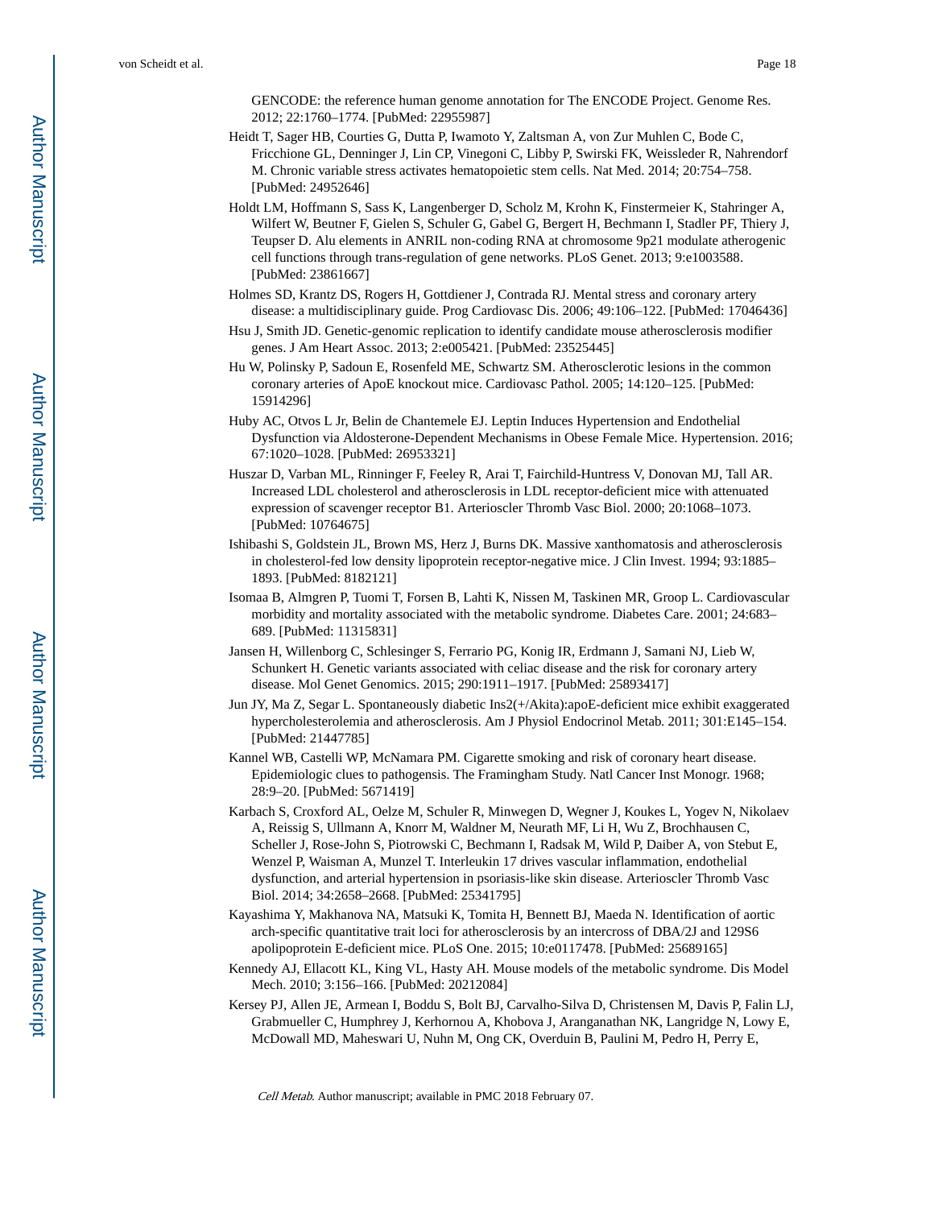GENCODE: the reference human genome annotation for The ENCODE Project. Genome Res. 2012; 22:1760–1774. [PubMed: 22955987]

Heidt T, Sager HB, Courties G, Dutta P, Iwamoto Y, Zaltsman A, von Zur Muhlen C, Bode C, Fricchione GL, Denninger J, Lin CP, Vinegoni C, Libby P, Swirski FK, Weissleder R, Nahrendorf M. Chronic variable stress activates hematopoietic stem cells. Nat Med. 2014; 20:754–758. [PubMed: 24952646]

Holdt LM, Hoffmann S, Sass K, Langenberger D, Scholz M, Krohn K, Finstermeier K, Stahringer A, Wilfert W, Beutner F, Gielen S, Schuler G, Gabel G, Bergert H, Bechmann I, Stadler PF, Thiery J, Teupser D. Alu elements in ANRIL non-coding RNA at chromosome 9p21 modulate atherogenic cell functions through trans-regulation of gene networks. PLoS Genet. 2013; 9:e1003588. [PubMed: 23861667]

Holmes SD, Krantz DS, Rogers H, Gottdiener J, Contrada RJ. Mental stress and coronary artery disease: a multidisciplinary guide. Prog Cardiovasc Dis. 2006; 49:106–122. [PubMed: 17046436]

Hsu J, Smith JD. Genetic-genomic replication to identify candidate mouse atherosclerosis modifier genes. J Am Heart Assoc. 2013; 2:e005421. [PubMed: 23525445]

Hu W, Polinsky P, Sadoun E, Rosenfeld ME, Schwartz SM. Atherosclerotic lesions in the common coronary arteries of ApoE knockout mice. Cardiovasc Pathol. 2005; 14:120–125. [PubMed: 15914296]

Huby AC, Otvos L Jr, Belin de Chantemele EJ. Leptin Induces Hypertension and Endothelial Dysfunction via Aldosterone-Dependent Mechanisms in Obese Female Mice. Hypertension. 2016; 67:1020–1028. [PubMed: 26953321]

Huszar D, Varban ML, Rinninger F, Feeley R, Arai T, Fairchild-Huntress V, Donovan MJ, Tall AR. Increased LDL cholesterol and atherosclerosis in LDL receptor-deficient mice with attenuated expression of scavenger receptor B1. Arterioscler Thromb Vasc Biol. 2000; 20:1068–1073. [PubMed: 10764675]

Ishibashi S, Goldstein JL, Brown MS, Herz J, Burns DK. Massive xanthomatosis and atherosclerosis in cholesterol-fed low density lipoprotein receptor-negative mice. J Clin Invest. 1994; 93:1885–1893. [PubMed: 8182121]

Isomaa B, Almgren P, Tuomi T, Forsen B, Lahti K, Nissen M, Taskinen MR, Groop L. Cardiovascular morbidity and mortality associated with the metabolic syndrome. Diabetes Care. 2001; 24:683–689. [PubMed: 11315831]

Jansen H, Willenborg C, Schlesinger S, Ferrario PG, Konig IR, Erdmann J, Samani NJ, Lieb W, Schunkert H. Genetic variants associated with celiac disease and the risk for coronary artery disease. Mol Genet Genomics. 2015; 290:1911–1917. [PubMed: 25893417]

Jun JY, Ma Z, Segar L. Spontaneously diabetic Ins2(+/Akita):apoE-deficient mice exhibit exaggerated hypercholesterolemia and atherosclerosis. Am J Physiol Endocrinol Metab. 2011; 301:E145–154. [PubMed: 21447785]

Kannel WB, Castelli WP, McNamara PM. Cigarette smoking and risk of coronary heart disease. Epidemiologic clues to pathogensis. The Framingham Study. Natl Cancer Inst Monogr. 1968; 28:9–20. [PubMed: 5671419]

Karbach S, Croxford AL, Oelze M, Schuler R, Minwegen D, Wegner J, Koukes L, Yogev N, Nikolaev A, Reissig S, Ullmann A, Knorr M, Waldner M, Neurath MF, Li H, Wu Z, Brochhausen C, Scheller J, Rose-John S, Piotrowski C, Bechmann I, Radsak M, Wild P, Daiber A, von Stebut E, Wenzel P, Waisman A, Munzel T. Interleukin 17 drives vascular inflammation, endothelial dysfunction, and arterial hypertension in psoriasis-like skin disease. Arterioscler Thromb Vasc Biol. 2014; 34:2658–2668. [PubMed: 25341795]

Kayashima Y, Makhanova NA, Matsuki K, Tomita H, Bennett BJ, Maeda N. Identification of aortic arch-specific quantitative trait loci for atherosclerosis by an intercross of DBA/2J and 129S6 apolipoprotein E-deficient mice. PLoS One. 2015; 10:e0117478. [PubMed: 25689165]

Kennedy AJ, Ellacott KL, King VL, Hasty AH. Mouse models of the metabolic syndrome. Dis Model Mech. 2010; 3:156–166. [PubMed: 20212084]

Kersey PJ, Allen JE, Armean I, Boddu S, Bolt BJ, Carvalho-Silva D, Christensen M, Davis P, Falin LJ, Grabmueller C, Humphrey J, Kerhornou A, Khobova J, Aranganathan NK, Langridge N, Lowy E, McDowall MD, Maheswari U, Nuhn M, Ong CK, Overduin B, Paulini M, Pedro H, Perry E,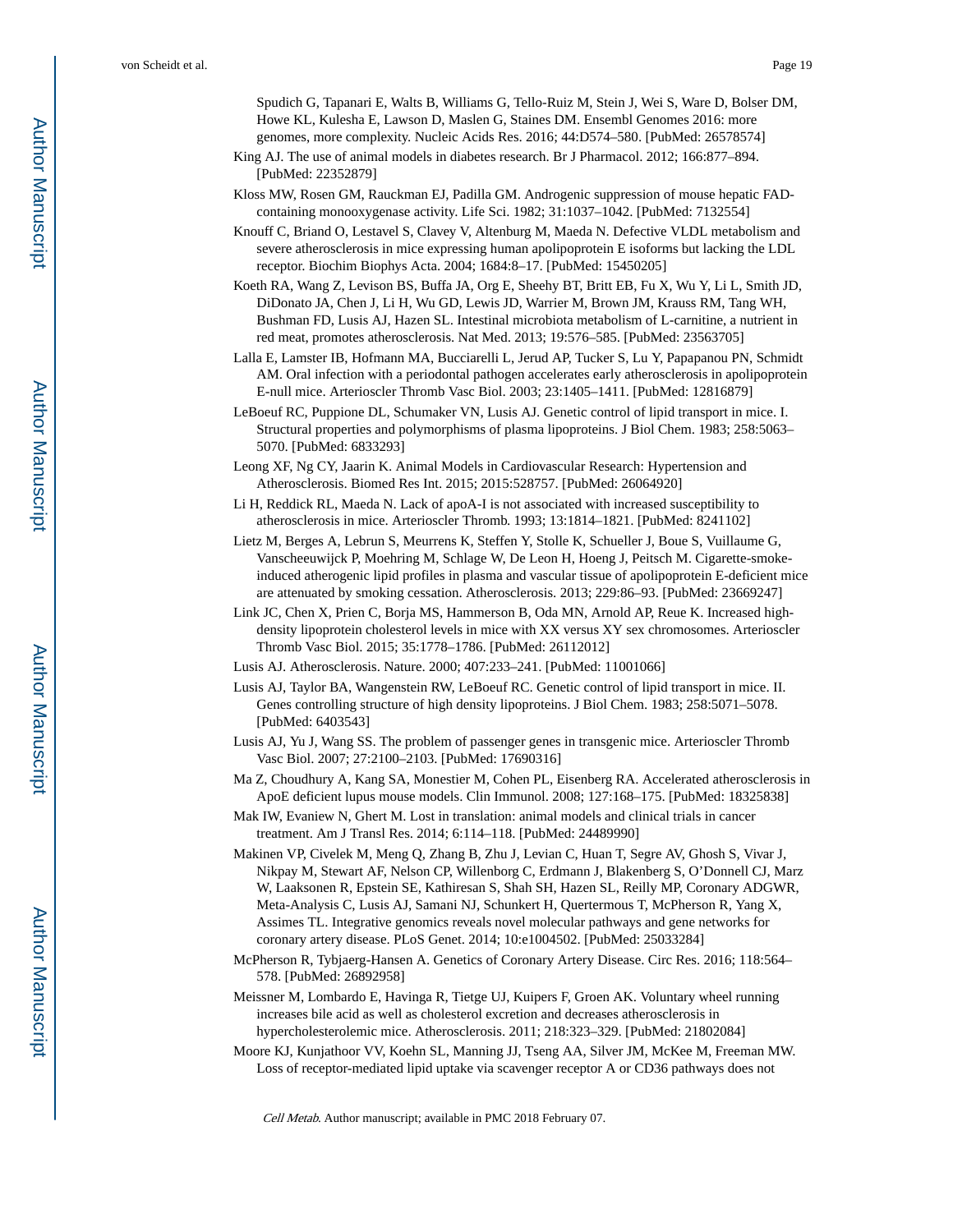Spudich G, Tapanari E, Walts B, Williams G, Tello-Ruiz M, Stein J, Wei S, Ware D, Bolser DM, Howe KL, Kulesha E, Lawson D, Maslen G, Staines DM. Ensembl Genomes 2016: more genomes, more complexity. Nucleic Acids Res. 2016; 44:D574–580. [PubMed: 26578574]

King AJ. The use of animal models in diabetes research. Br J Pharmacol. 2012; 166:877–894. [PubMed: 22352879]

Kloss MW, Rosen GM, Rauckman EJ, Padilla GM. Androgenic suppression of mouse hepatic FAD-containing monooxygenase activity. Life Sci. 1982; 31:1037–1042. [PubMed: 7132554]

Knouff C, Briand O, Lestavel S, Clavey V, Altenburg M, Maeda N. Defective VLDL metabolism and severe atherosclerosis in mice expressing human apolipoprotein E isoforms but lacking the LDL receptor. Biochim Biophys Acta. 2004; 1684:8–17. [PubMed: 15450205]

Koeth RA, Wang Z, Levison BS, Buffa JA, Org E, Sheehy BT, Britt EB, Fu X, Wu Y, Li L, Smith JD, DiDonato JA, Chen J, Li H, Wu GD, Lewis JD, Warrier M, Brown JM, Krauss RM, Tang WH, Bushman FD, Lusis AJ, Hazen SL. Intestinal microbiota metabolism of L-carnitine, a nutrient in red meat, promotes atherosclerosis. Nat Med. 2013; 19:576–585. [PubMed: 23563705]

Lalla E, Lamster IB, Hofmann MA, Bucciarelli L, Jerud AP, Tucker S, Lu Y, Papapanou PN, Schmidt AM. Oral infection with a periodontal pathogen accelerates early atherosclerosis in apolipoprotein E-null mice. Arterioscler Thromb Vasc Biol. 2003; 23:1405–1411. [PubMed: 12816879]

LeBoeuf RC, Puppione DL, Schumaker VN, Lusis AJ. Genetic control of lipid transport in mice. I. Structural properties and polymorphisms of plasma lipoproteins. J Biol Chem. 1983; 258:5063–5070. [PubMed: 6833293]

Leong XF, Ng CY, Jaarin K. Animal Models in Cardiovascular Research: Hypertension and Atherosclerosis. Biomed Res Int. 2015; 2015:528757. [PubMed: 26064920]

Li H, Reddick RL, Maeda N. Lack of apoA-I is not associated with increased susceptibility to atherosclerosis in mice. Arterioscler Thromb. 1993; 13:1814–1821. [PubMed: 8241102]

Lietz M, Berges A, Lebrun S, Meurrens K, Steffen Y, Stolle K, Schueller J, Boue S, Vuillaume G, Vanscheeuwijck P, Moehring M, Schlage W, De Leon H, Hoeng J, Peitsch M. Cigarette-smoke-induced atherogenic lipid profiles in plasma and vascular tissue of apolipoprotein E-deficient mice are attenuated by smoking cessation. Atherosclerosis. 2013; 229:86–93. [PubMed: 23669247]

Link JC, Chen X, Prien C, Borja MS, Hammerson B, Oda MN, Arnold AP, Reue K. Increased high-density lipoprotein cholesterol levels in mice with XX versus XY sex chromosomes. Arterioscler Thromb Vasc Biol. 2015; 35:1778–1786. [PubMed: 26112012]

Lusis AJ. Atherosclerosis. Nature. 2000; 407:233–241. [PubMed: 11001066]

Lusis AJ, Taylor BA, Wangenstein RW, LeBoeuf RC. Genetic control of lipid transport in mice. II. Genes controlling structure of high density lipoproteins. J Biol Chem. 1983; 258:5071–5078. [PubMed: 6403543]

Lusis AJ, Yu J, Wang SS. The problem of passenger genes in transgenic mice. Arterioscler Thromb Vasc Biol. 2007; 27:2100–2103. [PubMed: 17690316]

Ma Z, Choudhury A, Kang SA, Monestier M, Cohen PL, Eisenberg RA. Accelerated atherosclerosis in ApoE deficient lupus mouse models. Clin Immunol. 2008; 127:168–175. [PubMed: 18325838]

Mak IW, Evaniew N, Ghert M. Lost in translation: animal models and clinical trials in cancer treatment. Am J Transl Res. 2014; 6:114–118. [PubMed: 24489990]

Makinen VP, Civelek M, Meng Q, Zhang B, Zhu J, Levian C, Huan T, Segre AV, Ghosh S, Vivar J, Nikpay M, Stewart AF, Nelson CP, Willenborg C, Erdmann J, Blakenberg S, O'Donnell CJ, Marz W, Laaksonen R, Epstein SE, Kathiresan S, Shah SH, Hazen SL, Reilly MP, Coronary ADGWR, Meta-Analysis C, Lusis AJ, Samani NJ, Schunkert H, Quertermous T, McPherson R, Yang X, Assimes TL. Integrative genomics reveals novel molecular pathways and gene networks for coronary artery disease. PLoS Genet. 2014; 10:e1004502. [PubMed: 25033284]

McPherson R, Tybjaerg-Hansen A. Genetics of Coronary Artery Disease. Circ Res. 2016; 118:564–578. [PubMed: 26892958]

Meissner M, Lombardo E, Havinga R, Tietge UJ, Kuipers F, Groen AK. Voluntary wheel running increases bile acid as well as cholesterol excretion and decreases atherosclerosis in hypercholesterolemic mice. Atherosclerosis. 2011; 218:323–329. [PubMed: 21802084]

Moore KJ, Kunjathoor VV, Koehn SL, Manning JJ, Tseng AA, Silver JM, McKee M, Freeman MW. Loss of receptor-mediated lipid uptake via scavenger receptor A or CD36 pathways does not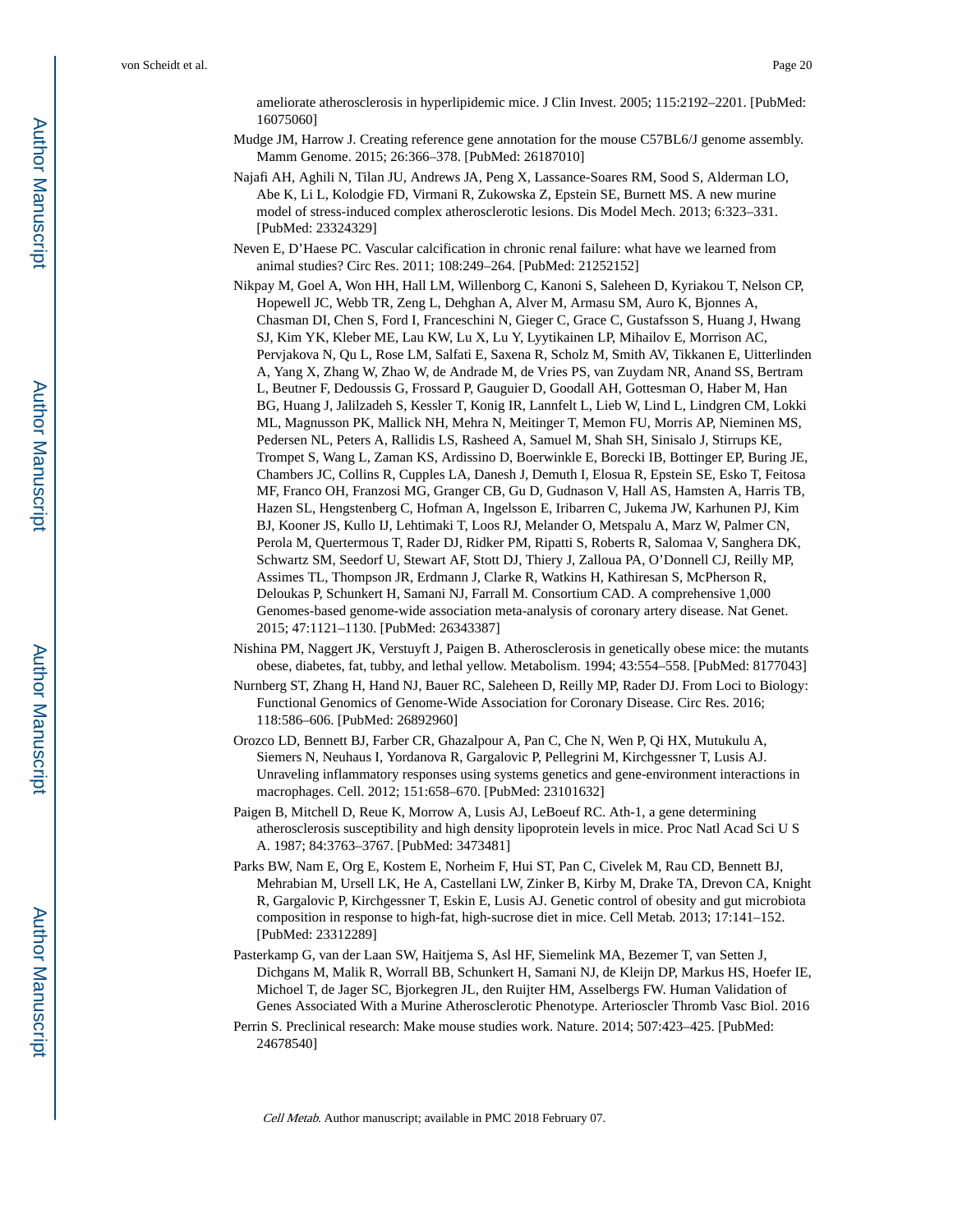ameliorate atherosclerosis in hyperlipidemic mice. J Clin Invest. 2005; 115:2192–2201. [PubMed: 16075060]

Mudge JM, Harrow J. Creating reference gene annotation for the mouse C57BL6/J genome assembly. Mamm Genome. 2015; 26:366–378. [PubMed: 26187010]

Najafi AH, Aghili N, Tilan JU, Andrews JA, Peng X, Lassance-Soares RM, Sood S, Alderman LO, Abe K, Li L, Kolodgie FD, Virmani R, Zukowska Z, Epstein SE, Burnett MS. A new murine model of stress-induced complex atherosclerotic lesions. Dis Model Mech. 2013; 6:323–331. [PubMed: 23324329]

Neven E, D'Haese PC. Vascular calcification in chronic renal failure: what have we learned from animal studies? Circ Res. 2011; 108:249–264. [PubMed: 21252152]

Nikpay M, Goel A, Won HH, Hall LM, Willenborg C, Kanoni S, Saleheen D, Kyriakou T, Nelson CP, Hopewell JC, Webb TR, Zeng L, Dehghan A, Alver M, Armasu SM, Auro K, Bjonnes A, Chasman DI, Chen S, Ford I, Franceschini N, Gieger C, Grace C, Gustafsson S, Huang J, Hwang SJ, Kim YK, Kleber ME, Lau KW, Lu X, Lu Y, Lyytikainen LP, Mihailov E, Morrison AC, Pervjakova N, Qu L, Rose LM, Salfati E, Saxena R, Scholz M, Smith AV, Tikkanen E, Uitterlinden A, Yang X, Zhang W, Zhao W, de Andrade M, de Vries PS, van Zuydam NR, Anand SS, Bertram L, Beutner F, Dedoussis G, Frossard P, Gauguier D, Goodall AH, Gottesman O, Haber M, Han BG, Huang J, Jalilzadeh S, Kessler T, Konig IR, Lannfelt L, Lieb W, Lind L, Lindgren CM, Lokki ML, Magnusson PK, Mallick NH, Mehra N, Meitinger T, Memon FU, Morris AP, Nieminen MS, Pedersen NL, Peters A, Rallidis LS, Rasheed A, Samuel M, Shah SH, Sinisalo J, Stirrups KE, Trompet S, Wang L, Zaman KS, Ardissino D, Boerwinkle E, Borecki IB, Bottinger EP, Buring JE, Chambers JC, Collins R, Cupples LA, Danesh J, Demuth I, Elosua R, Epstein SE, Esko T, Feitosa MF, Franco OH, Franzosi MG, Granger CB, Gu D, Gudnason V, Hall AS, Hamsten A, Harris TB, Hazen SL, Hengstenberg C, Hofman A, Ingelsson E, Iribarren C, Jukema JW, Karhunen PJ, Kim BJ, Kooner JS, Kullo IJ, Lehtimaki T, Loos RJ, Melander O, Metspalu A, Marz W, Palmer CN, Perola M, Quertermous T, Rader DJ, Ridker PM, Ripatti S, Roberts R, Salomaa V, Sanghera DK, Schwartz SM, Seedorf U, Stewart AF, Stott DJ, Thiery J, Zalloua PA, O'Donnell CJ, Reilly MP, Assimes TL, Thompson JR, Erdmann J, Clarke R, Watkins H, Kathiresan S, McPherson R, Deloukas P, Schunkert H, Samani NJ, Farrall M. Consortium CAD. A comprehensive 1,000 Genomes-based genome-wide association meta-analysis of coronary artery disease. Nat Genet. 2015; 47:1121–1130. [PubMed: 26343387]

Nishina PM, Naggert JK, Verstuyft J, Paigen B. Atherosclerosis in genetically obese mice: the mutants obese, diabetes, fat, tubby, and lethal yellow. Metabolism. 1994; 43:554–558. [PubMed: 8177043]

Nurnberg ST, Zhang H, Hand NJ, Bauer RC, Saleheen D, Reilly MP, Rader DJ. From Loci to Biology: Functional Genomics of Genome-Wide Association for Coronary Disease. Circ Res. 2016; 118:586–606. [PubMed: 26892960]

Orozco LD, Bennett BJ, Farber CR, Ghazalpour A, Pan C, Che N, Wen P, Qi HX, Mutukulu A, Siemers N, Neuhaus I, Yordanova R, Gargalovic P, Pellegrini M, Kirchgessner T, Lusis AJ. Unraveling inflammatory responses using systems genetics and gene-environment interactions in macrophages. Cell. 2012; 151:658–670. [PubMed: 23101632]

Paigen B, Mitchell D, Reue K, Morrow A, Lusis AJ, LeBoeuf RC. Ath-1, a gene determining atherosclerosis susceptibility and high density lipoprotein levels in mice. Proc Natl Acad Sci U S A. 1987; 84:3763–3767. [PubMed: 3473481]

Parks BW, Nam E, Org E, Kostem E, Norheim F, Hui ST, Pan C, Civelek M, Rau CD, Bennett BJ, Mehrabian M, Ursell LK, He A, Castellani LW, Zinker B, Kirby M, Drake TA, Drevon CA, Knight R, Gargalovic P, Kirchgessner T, Eskin E, Lusis AJ. Genetic control of obesity and gut microbiota composition in response to high-fat, high-sucrose diet in mice. Cell Metab. 2013; 17:141–152. [PubMed: 23312289]

Pasterkamp G, van der Laan SW, Haitjema S, Asl HF, Siemelink MA, Bezemer T, van Setten J, Dichgans M, Malik R, Worrall BB, Schunkert H, Samani NJ, de Kleijn DP, Markus HS, Hoefer IE, Michoel T, de Jager SC, Bjorkegren JL, den Ruijter HM, Asselbergs FW. Human Validation of Genes Associated With a Murine Atherosclerotic Phenotype. Arterioscler Thromb Vasc Biol. 2016

Perrin S. Preclinical research: Make mouse studies work. Nature. 2014; 507:423–425. [PubMed: 24678540]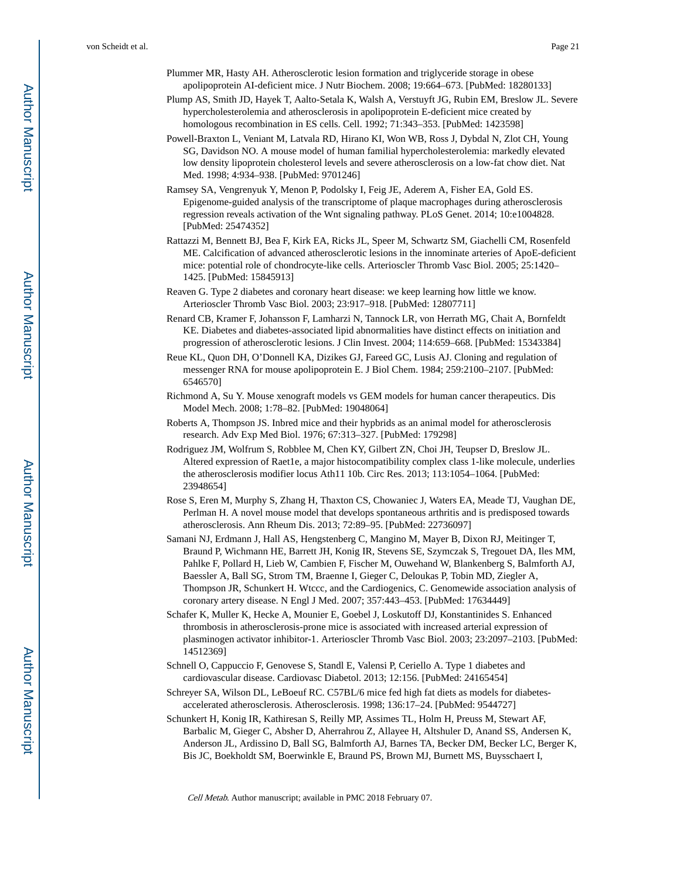Plummer MR, Hasty AH. Atherosclerotic lesion formation and triglyceride storage in obese apolipoprotein AI-deficient mice. J Nutr Biochem. 2008; 19:664–673. [PubMed: 18280133]

Plump AS, Smith JD, Hayek T, Aalto-Setala K, Walsh A, Verstuyft JG, Rubin EM, Breslow JL. Severe hypercholesterolemia and atherosclerosis in apolipoprotein E-deficient mice created by homologous recombination in ES cells. Cell. 1992; 71:343–353. [PubMed: 1423598]

Powell-Braxton L, Veniant M, Latvala RD, Hirano KI, Won WB, Ross J, Dybdal N, Zlot CH, Young SG, Davidson NO. A mouse model of human familial hypercholesterolemia: markedly elevated low density lipoprotein cholesterol levels and severe atherosclerosis on a low-fat chow diet. Nat Med. 1998; 4:934–938. [PubMed: 9701246]

Ramsey SA, Vengrenyuk Y, Menon P, Podolsky I, Feig JE, Aderem A, Fisher EA, Gold ES. Epigenome-guided analysis of the transcriptome of plaque macrophages during atherosclerosis regression reveals activation of the Wnt signaling pathway. PLoS Genet. 2014; 10:e1004828. [PubMed: 25474352]

Rattazzi M, Bennett BJ, Bea F, Kirk EA, Ricks JL, Speer M, Schwartz SM, Giachelli CM, Rosenfeld ME. Calcification of advanced atherosclerotic lesions in the innominate arteries of ApoE-deficient mice: potential role of chondrocyte-like cells. Arterioscler Thromb Vasc Biol. 2005; 25:1420–1425. [PubMed: 15845913]

Reaven G. Type 2 diabetes and coronary heart disease: we keep learning how little we know. Arterioscler Thromb Vasc Biol. 2003; 23:917–918. [PubMed: 12807711]

Renard CB, Kramer F, Johansson F, Lamharzi N, Tannock LR, von Herrath MG, Chait A, Bornfeldt KE. Diabetes and diabetes-associated lipid abnormalities have distinct effects on initiation and progression of atherosclerotic lesions. J Clin Invest. 2004; 114:659–668. [PubMed: 15343384]

Reue KL, Quon DH, O'Donnell KA, Dizikes GJ, Fareed GC, Lusis AJ. Cloning and regulation of messenger RNA for mouse apolipoprotein E. J Biol Chem. 1984; 259:2100–2107. [PubMed: 6546570]

Richmond A, Su Y. Mouse xenograft models vs GEM models for human cancer therapeutics. Dis Model Mech. 2008; 1:78–82. [PubMed: 19048064]

Roberts A, Thompson JS. Inbred mice and their hypbrids as an animal model for atherosclerosis research. Adv Exp Med Biol. 1976; 67:313–327. [PubMed: 179298]

Rodriguez JM, Wolfrum S, Robblee M, Chen KY, Gilbert ZN, Choi JH, Teupser D, Breslow JL. Altered expression of Raet1e, a major histocompatibility complex class 1-like molecule, underlies the atherosclerosis modifier locus Ath11 10b. Circ Res. 2013; 113:1054–1064. [PubMed: 23948654]

Rose S, Eren M, Murphy S, Zhang H, Thaxton CS, Chowaniec J, Waters EA, Meade TJ, Vaughan DE, Perlman H. A novel mouse model that develops spontaneous arthritis and is predisposed towards atherosclerosis. Ann Rheum Dis. 2013; 72:89–95. [PubMed: 22736097]

Samani NJ, Erdmann J, Hall AS, Hengstenberg C, Mangino M, Mayer B, Dixon RJ, Meitinger T, Braund P, Wichmann HE, Barrett JH, Konig IR, Stevens SE, Szymczak S, Tregouet DA, Iles MM, Pahlke F, Pollard H, Lieb W, Cambien F, Fischer M, Ouwehand W, Blankenberg S, Balmforth AJ, Baessler A, Ball SG, Strom TM, Braenne I, Gieger C, Deloukas P, Tobin MD, Ziegler A, Thompson JR, Schunkert H. Wtccc, and the Cardiogenics, C. Genomewide association analysis of coronary artery disease. N Engl J Med. 2007; 357:443–453. [PubMed: 17634449]

Schafer K, Muller K, Hecke A, Mounier E, Goebel J, Loskutoff DJ, Konstantinides S. Enhanced thrombosis in atherosclerosis-prone mice is associated with increased arterial expression of plasminogen activator inhibitor-1. Arterioscler Thromb Vasc Biol. 2003; 23:2097–2103. [PubMed: 14512369]

Schnell O, Cappuccio F, Genovese S, Standl E, Valensi P, Ceriello A. Type 1 diabetes and cardiovascular disease. Cardiovasc Diabetol. 2013; 12:156. [PubMed: 24165454]

Schreyer SA, Wilson DL, LeBoeuf RC. C57BL/6 mice fed high fat diets as models for diabetes-accelerated atherosclerosis. Atherosclerosis. 1998; 136:17–24. [PubMed: 9544727]

Schunkert H, Konig IR, Kathiresan S, Reilly MP, Assimes TL, Holm H, Preuss M, Stewart AF, Barbalic M, Gieger C, Absher D, Aherrahrou Z, Allayee H, Altshuler D, Anand SS, Andersen K, Anderson JL, Ardissino D, Ball SG, Balmforth AJ, Barnes TA, Becker DM, Becker LC, Berger K, Bis JC, Boekholdt SM, Boerwinkle E, Braund PS, Brown MJ, Burnett MS, Buysschaert I,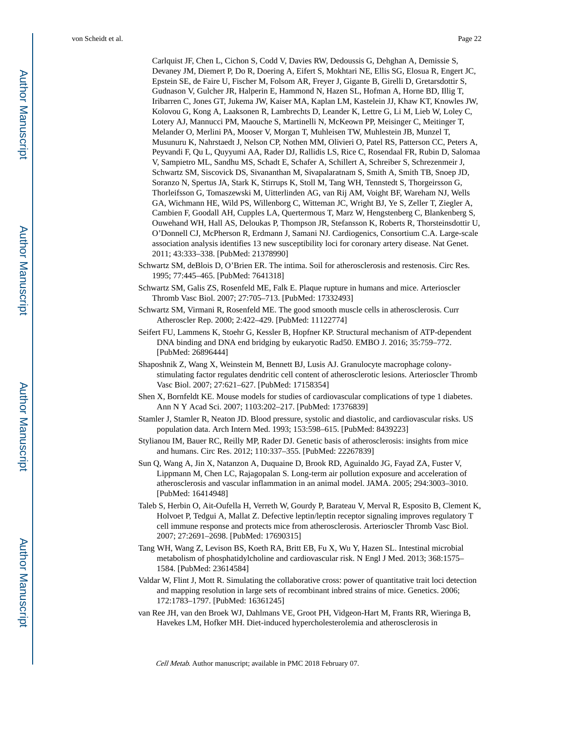Carlquist JF, Chen L, Cichon S, Codd V, Davies RW, Dedoussis G, Dehghan A, Demissie S, Devaney JM, Diemert P, Do R, Doering A, Eifert S, Mokhtari NE, Ellis SG, Elosua R, Engert JC, Epstein SE, de Faire U, Fischer M, Folsom AR, Freyer J, Gigante B, Girelli D, Gretarsdottir S, Gudnason V, Gulcher JR, Halperin E, Hammond N, Hazen SL, Hofman A, Horne BD, Illig T, Iribarren C, Jones GT, Jukema JW, Kaiser MA, Kaplan LM, Kastelein JJ, Khaw KT, Knowles JW, Kolovou G, Kong A, Laaksonen R, Lambrechts D, Leander K, Lettre G, Li M, Lieb W, Loley C, Lotery AJ, Mannucci PM, Maouche S, Martinelli N, McKeown PP, Meisinger C, Meitinger T, Melander O, Merlini PA, Mooser V, Morgan T, Muhleisen TW, Muhlestein JB, Munzel T, Musunuru K, Nahrstaedt J, Nelson CP, Nothen MM, Olivieri O, Patel RS, Patterson CC, Peters A, Peyvandi F, Qu L, Quyyumi AA, Rader DJ, Rallidis LS, Rice C, Rosendaal FR, Rubin D, Salomaa V, Sampietro ML, Sandhu MS, Schadt E, Schafer A, Schillert A, Schreiber S, Schrezenmeir J, Schwartz SM, Siscovick DS, Sivananthan M, Sivapalaratnam S, Smith A, Smith TB, Snoep JD, Soranzo N, Spertus JA, Stark K, Stirrups K, Stoll M, Tang WH, Tennstedt S, Thorgeirsson G, Thorleifsson G, Tomaszewski M, Uitterlinden AG, van Rij AM, Voight BF, Wareham NJ, Wells GA, Wichmann HE, Wild PS, Willenborg C, Witteman JC, Wright BJ, Ye S, Zeller T, Ziegler A, Cambien F, Goodall AH, Cupples LA, Quertermous T, Marz W, Hengstenberg C, Blankenberg S, Ouwehand WH, Hall AS, Deloukas P, Thompson JR, Stefansson K, Roberts R, Thorsteinsdottir U, O'Donnell CJ, McPherson R, Erdmann J, Samani NJ. Cardiogenics, Consortium C.A. Large-scale association analysis identifies 13 new susceptibility loci for coronary artery disease. Nat Genet. 2011; 43:333–338. [PubMed: 21378990]

Schwartz SM, deBlois D, O'Brien ER. The intima. Soil for atherosclerosis and restenosis. Circ Res. 1995; 77:445–465. [PubMed: 7641318]

Schwartz SM, Galis ZS, Rosenfeld ME, Falk E. Plaque rupture in humans and mice. Arterioscler Thromb Vasc Biol. 2007; 27:705–713. [PubMed: 17332493]

Schwartz SM, Virmani R, Rosenfeld ME. The good smooth muscle cells in atherosclerosis. Curr Atheroscler Rep. 2000; 2:422–429. [PubMed: 11122774]

Seifert FU, Lammens K, Stoehr G, Kessler B, Hopfner KP. Structural mechanism of ATP-dependent DNA binding and DNA end bridging by eukaryotic Rad50. EMBO J. 2016; 35:759–772. [PubMed: 26896444]

Shaposhnik Z, Wang X, Weinstein M, Bennett BJ, Lusis AJ. Granulocyte macrophage colony-stimulating factor regulates dendritic cell content of atherosclerotic lesions. Arterioscler Thromb Vasc Biol. 2007; 27:621–627. [PubMed: 17158354]

Shen X, Bornfeldt KE. Mouse models for studies of cardiovascular complications of type 1 diabetes. Ann N Y Acad Sci. 2007; 1103:202–217. [PubMed: 17376839]

Stamler J, Stamler R, Neaton JD. Blood pressure, systolic and diastolic, and cardiovascular risks. US population data. Arch Intern Med. 1993; 153:598–615. [PubMed: 8439223]

Stylianou IM, Bauer RC, Reilly MP, Rader DJ. Genetic basis of atherosclerosis: insights from mice and humans. Circ Res. 2012; 110:337–355. [PubMed: 22267839]

Sun Q, Wang A, Jin X, Natanzon A, Duquaine D, Brook RD, Aguinaldo JG, Fayad ZA, Fuster V, Lippmann M, Chen LC, Rajagopalan S. Long-term air pollution exposure and acceleration of atherosclerosis and vascular inflammation in an animal model. JAMA. 2005; 294:3003–3010. [PubMed: 16414948]

Taleb S, Herbin O, Ait-Oufella H, Verreth W, Gourdy P, Barateau V, Merval R, Esposito B, Clement K, Holvoet P, Tedgui A, Mallat Z. Defective leptin/leptin receptor signaling improves regulatory T cell immune response and protects mice from atherosclerosis. Arterioscler Thromb Vasc Biol. 2007; 27:2691–2698. [PubMed: 17690315]

Tang WH, Wang Z, Levison BS, Koeth RA, Britt EB, Fu X, Wu Y, Hazen SL. Intestinal microbial metabolism of phosphatidylcholine and cardiovascular risk. N Engl J Med. 2013; 368:1575–1584. [PubMed: 23614584]

Valdar W, Flint J, Mott R. Simulating the collaborative cross: power of quantitative trait loci detection and mapping resolution in large sets of recombinant inbred strains of mice. Genetics. 2006; 172:1783–1797. [PubMed: 16361245]

van Ree JH, van den Broek WJ, Dahlmans VE, Groot PH, Vidgeon-Hart M, Frants RR, Wieringa B, Havekes LM, Hofker MH. Diet-induced hypercholesterolemia and atherosclerosis in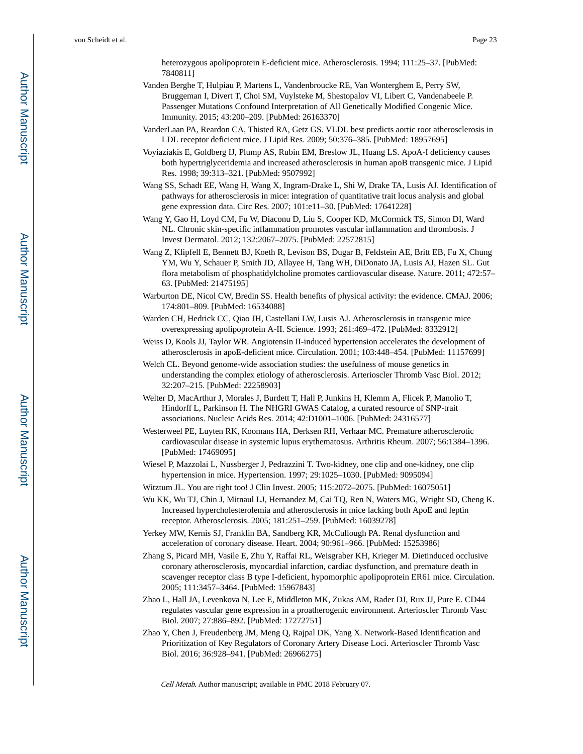heterozygous apolipoprotein E-deficient mice. Atherosclerosis. 1994; 111:25–37. [PubMed: 7840811]

Vanden Berghe T, Hulpiau P, Martens L, Vandenbroucke RE, Van Wonterghem E, Perry SW, Bruggeman I, Divert T, Choi SM, Vuylsteke M, Shestopalov VI, Libert C, Vandenabeele P. Passenger Mutations Confound Interpretation of All Genetically Modified Congenic Mice. Immunity. 2015; 43:200–209. [PubMed: 26163370]

VanderLaan PA, Reardon CA, Thisted RA, Getz GS. VLDL best predicts aortic root atherosclerosis in LDL receptor deficient mice. J Lipid Res. 2009; 50:376–385. [PubMed: 18957695]

Voyiaziakis E, Goldberg IJ, Plump AS, Rubin EM, Breslow JL, Huang LS. ApoA-I deficiency causes both hypertriglyceridemia and increased atherosclerosis in human apoB transgenic mice. J Lipid Res. 1998; 39:313–321. [PubMed: 9507992]

Wang SS, Schadt EE, Wang H, Wang X, Ingram-Drake L, Shi W, Drake TA, Lusis AJ. Identification of pathways for atherosclerosis in mice: integration of quantitative trait locus analysis and global gene expression data. Circ Res. 2007; 101:e11–30. [PubMed: 17641228]

Wang Y, Gao H, Loyd CM, Fu W, Diaconu D, Liu S, Cooper KD, McCormick TS, Simon DI, Ward NL. Chronic skin-specific inflammation promotes vascular inflammation and thrombosis. J Invest Dermatol. 2012; 132:2067–2075. [PubMed: 22572815]

Wang Z, Klipfell E, Bennett BJ, Koeth R, Levison BS, Dugar B, Feldstein AE, Britt EB, Fu X, Chung YM, Wu Y, Schauer P, Smith JD, Allayee H, Tang WH, DiDonato JA, Lusis AJ, Hazen SL. Gut flora metabolism of phosphatidylcholine promotes cardiovascular disease. Nature. 2011; 472:57–63. [PubMed: 21475195]

Warburton DE, Nicol CW, Bredin SS. Health benefits of physical activity: the evidence. CMAJ. 2006; 174:801–809. [PubMed: 16534088]

Warden CH, Hedrick CC, Qiao JH, Castellani LW, Lusis AJ. Atherosclerosis in transgenic mice overexpressing apolipoprotein A-II. Science. 1993; 261:469–472. [PubMed: 8332912]

Weiss D, Kools JJ, Taylor WR. Angiotensin II-induced hypertension accelerates the development of atherosclerosis in apoE-deficient mice. Circulation. 2001; 103:448–454. [PubMed: 11157699]

Welch CL. Beyond genome-wide association studies: the usefulness of mouse genetics in understanding the complex etiology of atherosclerosis. Arterioscler Thromb Vasc Biol. 2012; 32:207–215. [PubMed: 22258903]

Welter D, MacArthur J, Morales J, Burdett T, Hall P, Junkins H, Klemm A, Flicek P, Manolio T, Hindorff L, Parkinson H. The NHGRI GWAS Catalog, a curated resource of SNP-trait associations. Nucleic Acids Res. 2014; 42:D1001–1006. [PubMed: 24316577]

Westerweel PE, Luyten RK, Koomans HA, Derksen RH, Verhaar MC. Premature atherosclerotic cardiovascular disease in systemic lupus erythematosus. Arthritis Rheum. 2007; 56:1384–1396. [PubMed: 17469095]

Wiesel P, Mazzolai L, Nussberger J, Pedrazzini T. Two-kidney, one clip and one-kidney, one clip hypertension in mice. Hypertension. 1997; 29:1025–1030. [PubMed: 9095094]

Witztum JL. You are right too! J Clin Invest. 2005; 115:2072–2075. [PubMed: 16075051]

Wu KK, Wu TJ, Chin J, Mitnaul LJ, Hernandez M, Cai TQ, Ren N, Waters MG, Wright SD, Cheng K. Increased hypercholesterolemia and atherosclerosis in mice lacking both ApoE and leptin receptor. Atherosclerosis. 2005; 181:251–259. [PubMed: 16039278]

Yerkey MW, Kernis SJ, Franklin BA, Sandberg KR, McCullough PA. Renal dysfunction and acceleration of coronary disease. Heart. 2004; 90:961–966. [PubMed: 15253986]

Zhang S, Picard MH, Vasile E, Zhu Y, Raffai RL, Weisgraber KH, Krieger M. Dietinduced occlusive coronary atherosclerosis, myocardial infarction, cardiac dysfunction, and premature death in scavenger receptor class B type I-deficient, hypomorphic apolipoprotein ER61 mice. Circulation. 2005; 111:3457–3464. [PubMed: 15967843]

Zhao L, Hall JA, Levenkova N, Lee E, Middleton MK, Zukas AM, Rader DJ, Rux JJ, Pure E. CD44 regulates vascular gene expression in a proatherogenic environment. Arterioscler Thromb Vasc Biol. 2007; 27:886–892. [PubMed: 17272751]

Zhao Y, Chen J, Freudenberg JM, Meng Q, Rajpal DK, Yang X. Network-Based Identification and Prioritization of Key Regulators of Coronary Artery Disease Loci. Arterioscler Thromb Vasc Biol. 2016; 36:928–941. [PubMed: 26966275]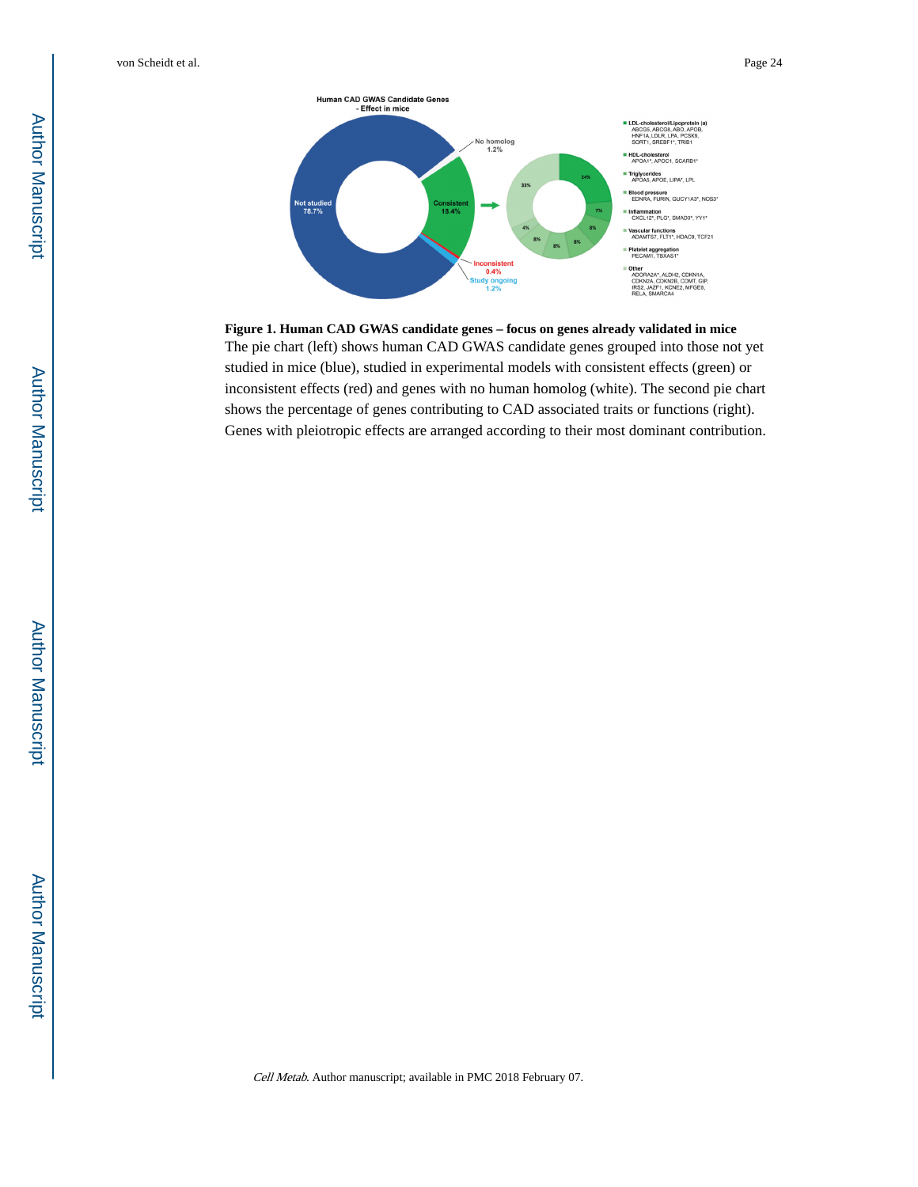**Figure 1. Human CAD GWAS candidate genes – focus on genes already validated in mice**

The pie chart (left) shows human CAD GWAS candidate genes grouped into those not yet studied in mice (blue), studied in experimental models with consistent effects (green) or inconsistent effects (red) and genes with no human homolog (white). The second pie chart shows the percentage of genes contributing to CAD associated traits or functions (right). Genes with pleiotropic effects are arranged according to their most dominant contribution.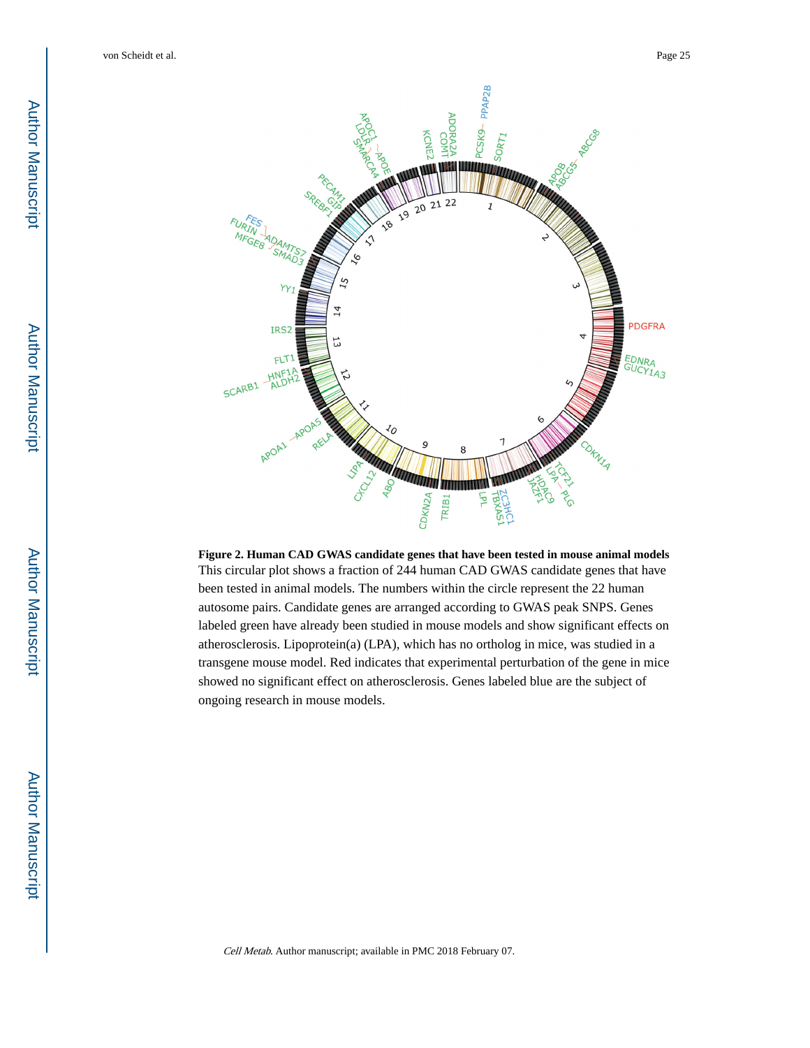**Figure 2. Human CAD GWAS candidate genes that have been tested in mouse animal models**

This circular plot shows a fraction of 244 human CAD GWAS candidate genes that have been tested in animal models. The numbers within the circle represent the 22 human autosome pairs. Candidate genes are arranged according to GWAS peak SNPS. Genes labeled green have already been studied in mouse models and show significant effects on atherosclerosis. Lipoprotein(a) (LPA), which has no ortholog in mice, was studied in a transgene mouse model. Red indicates that experimental perturbation of the gene in mice showed no significant effect on atherosclerosis. Genes labeled blue are the subject of ongoing research in mouse models.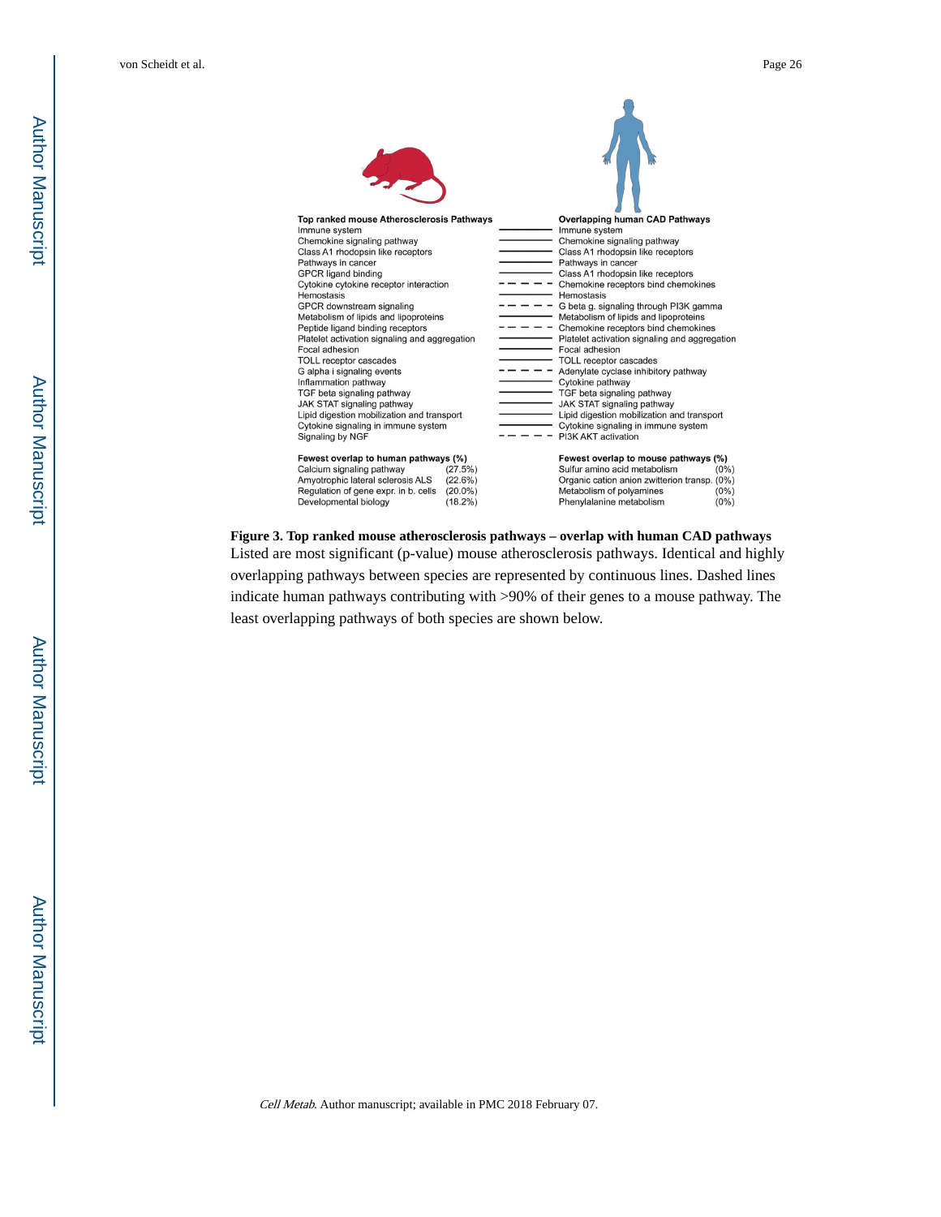| Top ranked mouse Atherosclerosis Pathways | | Overlapping human CAD Pathways |
| --- | --- | --- |
| Immune system | ——— | Immune system |
| Chemokine signaling pathway | ——— | Chemokine signaling pathway |
| Class A1 rhodopsin like receptors | ——— | Class A1 rhodopsin like receptors |
| Pathways in cancer | ——— | Pathways in cancer |
| GPCR ligand binding | ——— | Class A1 rhodopsin like receptors |
| Cytokine cytokine receptor interaction | – – – – | Chemokine receptors bind chemokines |
| Hemostasis | ——— | Hemostasis |
| GPCR downstream signaling | – – – – | G beta g. signaling through PI3K gamma |
| Metabolism of lipids and lipoproteins | ——— | Metabolism of lipids and lipoproteins |
| Peptide ligand binding receptors | – – – – | Chemokine receptors bind chemokines |
| Platelet activation signaling and aggregation | ——— | Platelet activation signaling and aggregation |
| Focal adhesion | ——— | Focal adhesion |
| TOLL receptor cascades | ——— | TOLL receptor cascades |
| G alpha i signaling events | – – – – | Adenylate cyclase inhibitory pathway |
| Inflammation pathway | ——— | Cytokine pathway |
| TGF beta signaling pathway | ——— | TGF beta signaling pathway |
| JAK STAT signaling pathway | ——— | JAK STAT signaling pathway |
| Lipid digestion mobilization and transport | ——— | Lipid digestion mobilization and transport |
| Cytokine signaling in immune system | ——— | Cytokine signaling in immune system |
| Signaling by NGF | – – – – | PI3K AKT activation |

| Fewest overlap to human pathways (%) | | Fewest overlap to mouse pathways (%) | |
| --- | --- | --- | --- |
| Calcium signaling pathway | (27.5%) | Sulfur amino acid metabolism | (0%) |
| Amyotrophic lateral sclerosis ALS | (22.6%) | Organic cation anion zwitterion transp. | (0%) |
| Regulation of gene expr. in b. cells | (20.0%) | Metabolism of polyamines | (0%) |
| Developmental biology | (18.2%) | Phenylalanine metabolism | (0%) |

**Figure 3. Top ranked mouse atherosclerosis pathways – overlap with human CAD pathways**

Listed are most significant (p-value) mouse atherosclerosis pathways. Identical and highly overlapping pathways between species are represented by continuous lines. Dashed lines indicate human pathways contributing with >90% of their genes to a mouse pathway. The least overlapping pathways of both species are shown below.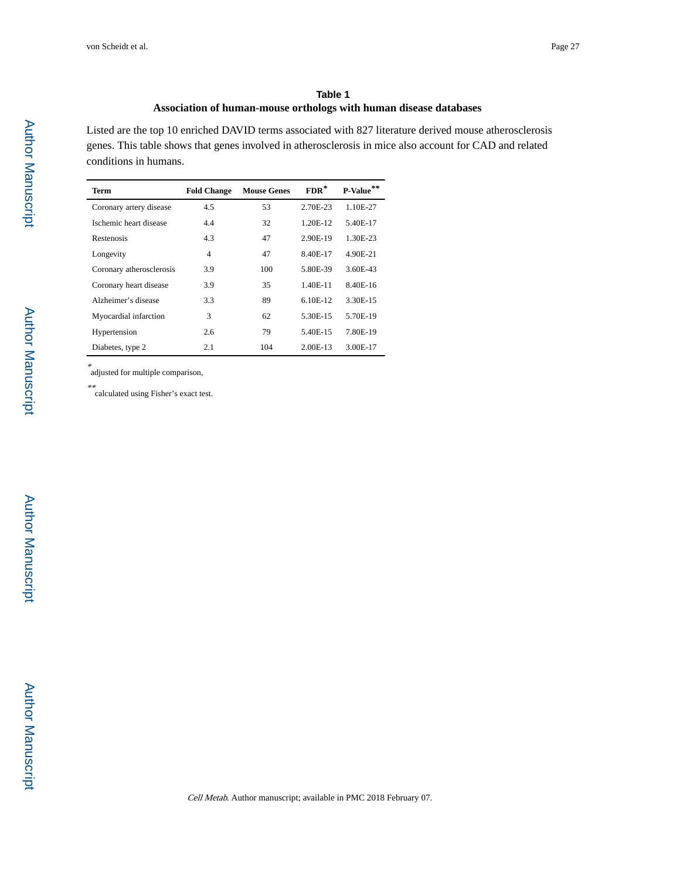## Table 1

**Association of human-mouse orthologs with human disease databases**

Listed are the top 10 enriched DAVID terms associated with 827 literature derived mouse atherosclerosis genes. This table shows that genes involved in atherosclerosis in mice also account for CAD and related conditions in humans.

| Term | Fold Change | Mouse Genes | FDR* | P-Value** |
|---|---|---|---|---|
| Coronary artery disease | 4.5 | 53 | 2.70E-23 | 1.10E-27 |
| Ischemic heart disease | 4.4 | 32 | 1.20E-12 | 5.40E-17 |
| Restenosis | 4.3 | 47 | 2.90E-19 | 1.30E-23 |
| Longevity | 4 | 47 | 8.40E-17 | 4.90E-21 |
| Coronary atherosclerosis | 3.9 | 100 | 5.80E-39 | 3.60E-43 |
| Coronary heart disease | 3.9 | 35 | 1.40E-11 | 8.40E-16 |
| Alzheimer's disease | 3.3 | 89 | 6.10E-12 | 3.30E-15 |
| Myocardial infarction | 3 | 62 | 5.30E-15 | 5.70E-19 |
| Hypertension | 2.6 | 79 | 5.40E-15 | 7.80E-19 |
| Diabetes, type 2 | 2.1 | 104 | 2.00E-13 | 3.00E-17 |

*adjusted for multiple comparison,

**calculated using Fisher's exact test.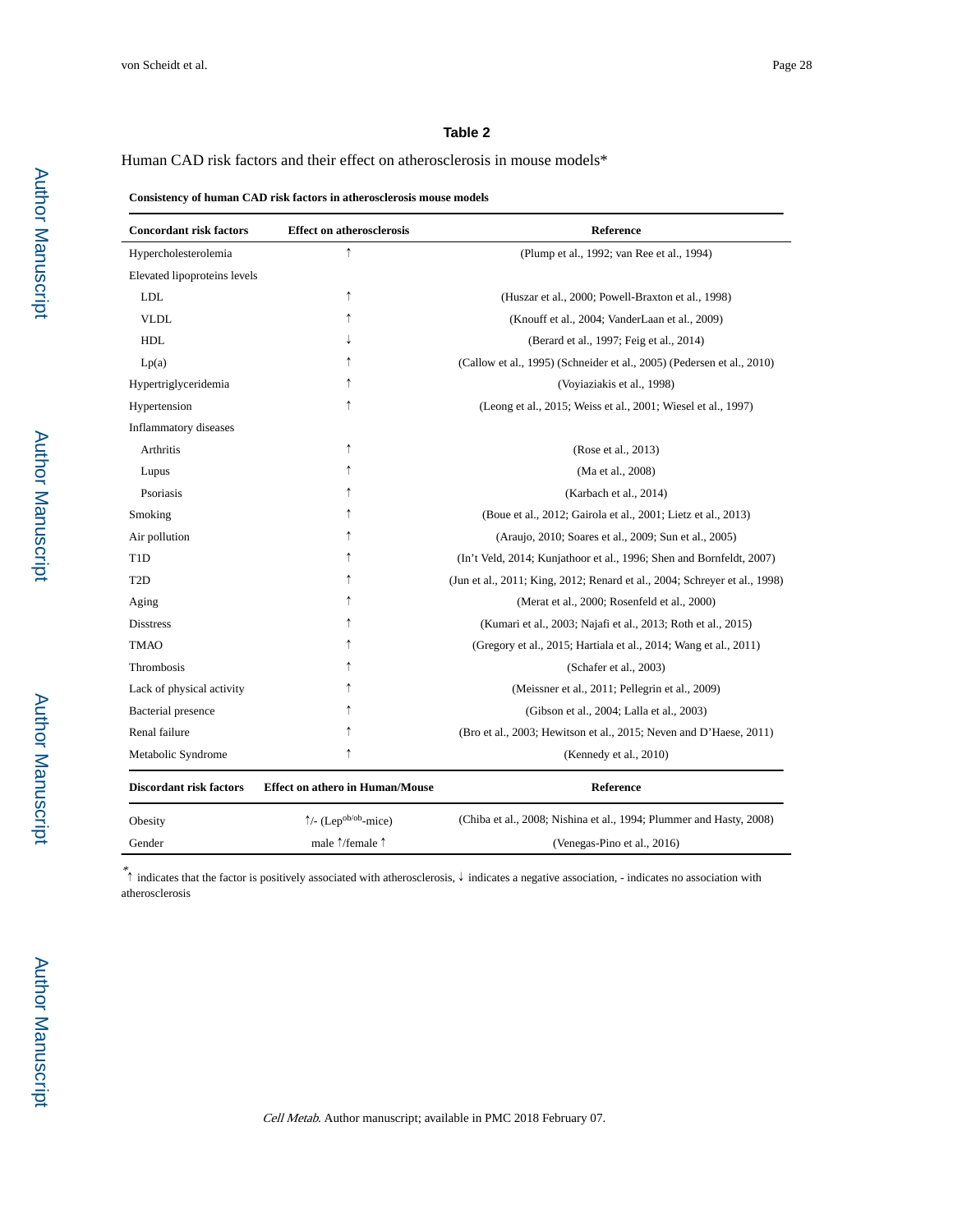## Table 2

Human CAD risk factors and their effect on atherosclerosis in mouse models*

**Consistency of human CAD risk factors in atherosclerosis mouse models**

| Concordant risk factors | Effect on atherosclerosis | Reference |
|---|---|---|
| Hypercholesterolemia | ↑ | (Plump et al., 1992; van Ree et al., 1994) |
| Elevated lipoproteins levels | | |
| LDL | ↑ | (Huszar et al., 2000; Powell-Braxton et al., 1998) |
| VLDL | ↑ | (Knouff et al., 2004; VanderLaan et al., 2009) |
| HDL | ↓ | (Berard et al., 1997; Feig et al., 2014) |
| Lp(a) | ↑ | (Callow et al., 1995) (Schneider et al., 2005) (Pedersen et al., 2010) |
| Hypertriglyceridemia | ↑ | (Voyiaziakis et al., 1998) |
| Hypertension | ↑ | (Leong et al., 2015; Weiss et al., 2001; Wiesel et al., 1997) |
| Inflammatory diseases | | |
| Arthritis | ↑ | (Rose et al., 2013) |
| Lupus | ↑ | (Ma et al., 2008) |
| Psoriasis | ↑ | (Karbach et al., 2014) |
| Smoking | ↑ | (Boue et al., 2012; Gairola et al., 2001; Lietz et al., 2013) |
| Air pollution | ↑ | (Araujo, 2010; Soares et al., 2009; Sun et al., 2005) |
| T1D | ↑ | (In't Veld, 2014; Kunjathoor et al., 1996; Shen and Bornfeldt, 2007) |
| T2D | ↑ | (Jun et al., 2011; King, 2012; Renard et al., 2004; Schreyer et al., 1998) |
| Aging | ↑ | (Merat et al., 2000; Rosenfeld et al., 2000) |
| Disstress | ↑ | (Kumari et al., 2003; Najafi et al., 2013; Roth et al., 2015) |
| TMAO | ↑ | (Gregory et al., 2015; Hartiala et al., 2014; Wang et al., 2011) |
| Thrombosis | ↑ | (Schafer et al., 2003) |
| Lack of physical activity | ↑ | (Meissner et al., 2011; Pellegrin et al., 2009) |
| Bacterial presence | ↑ | (Gibson et al., 2004; Lalla et al., 2003) |
| Renal failure | ↑ | (Bro et al., 2003; Hewitson et al., 2015; Neven and D'Haese, 2011) |
| Metabolic Syndrome | ↑ | (Kennedy et al., 2010) |

| Discordant risk factors | Effect on athero in Human/Mouse | Reference |
|---|---|---|
| Obesity | ↑/- ($Lep^{ob/ob}$-mice) | (Chiba et al., 2008; Nishina et al., 1994; Plummer and Hasty, 2008) |
| Gender | male ↑/female ↑ | (Venegas-Pino et al., 2016) |

*↑ indicates that the factor is positively associated with atherosclerosis, ↓ indicates a negative association, - indicates no association with atherosclerosis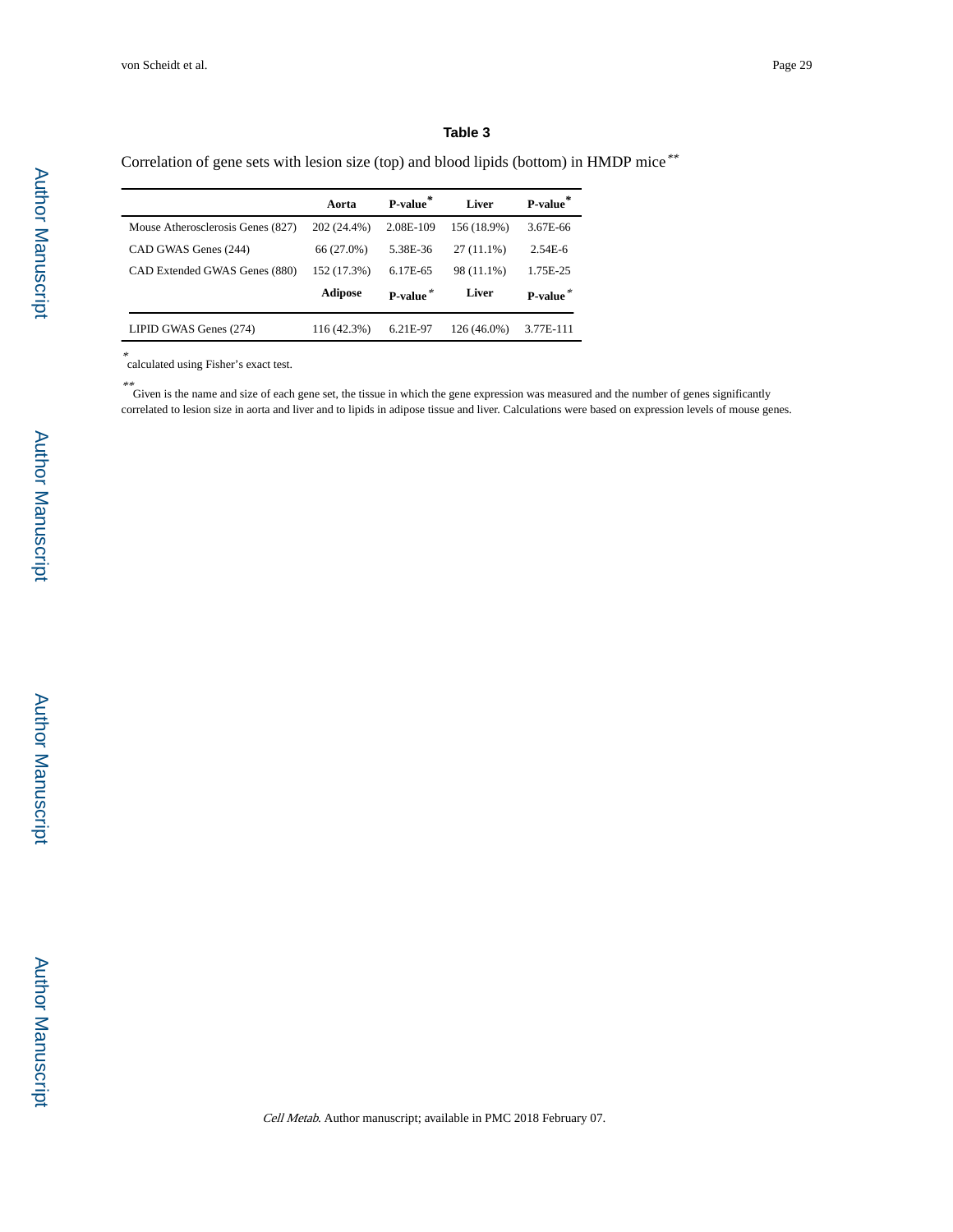## Table 3

Correlation of gene sets with lesion size (top) and blood lipids (bottom) in HMDP mice**

| | Aorta | P-value* | Liver | P-value* |
|---|---|---|---|---|
| Mouse Atherosclerosis Genes (827) | 202 (24.4%) | 2.08E-109 | 156 (18.9%) | 3.67E-66 |
| CAD GWAS Genes (244) | 66 (27.0%) | 5.38E-36 | 27 (11.1%) | 2.54E-6 |
| CAD Extended GWAS Genes (880) | 152 (17.3%) | 6.17E-65 | 98 (11.1%) | 1.75E-25 |
| | **Adipose** | **P-value*** | **Liver** | **P-value*** |
| LIPID GWAS Genes (274) | 116 (42.3%) | 6.21E-97 | 126 (46.0%) | 3.77E-111 |

*calculated using Fisher's exact test.

**Given is the name and size of each gene set, the tissue in which the gene expression was measured and the number of genes significantly correlated to lesion size in aorta and liver and to lipids in adipose tissue and liver. Calculations were based on expression levels of mouse genes.